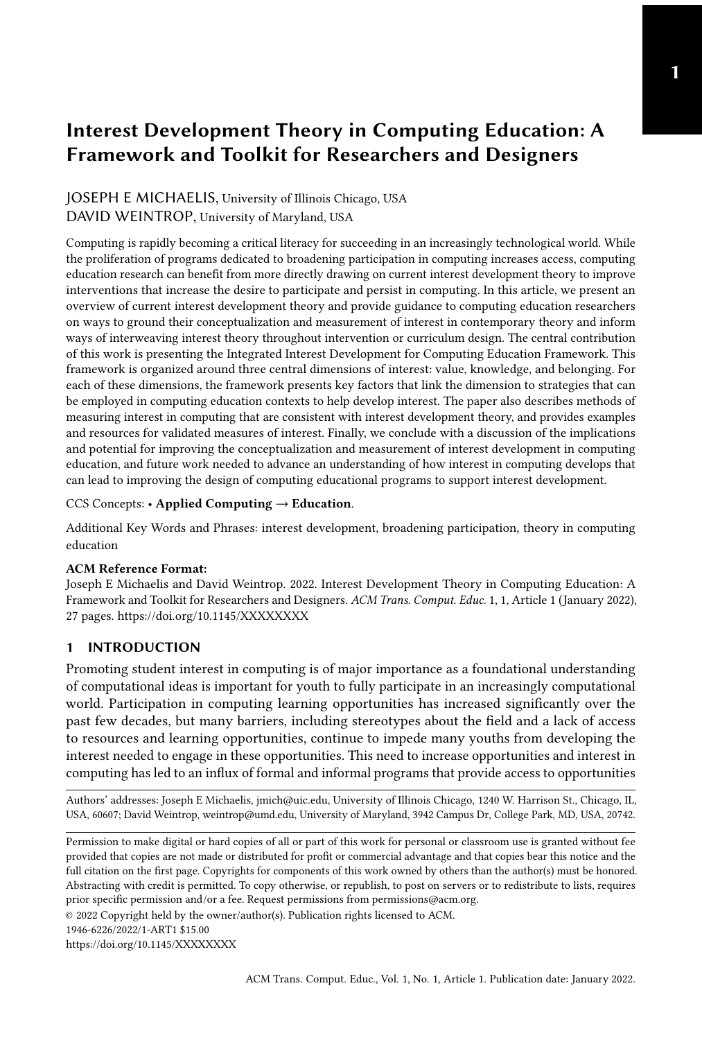# Interest Development Theory in Computing Education: A Framework and Toolkit for Researchers and Designers

JOSEPH E MICHAELIS, University of Illinois Chicago, USA
DAVID WEINTROP, University of Maryland, USA

Computing is rapidly becoming a critical literacy for succeeding in an increasingly technological world. While the proliferation of programs dedicated to broadening participation in computing increases access, computing education research can benefit from more directly drawing on current interest development theory to improve interventions that increase the desire to participate and persist in computing. In this article, we present an overview of current interest development theory and provide guidance to computing education researchers on ways to ground their conceptualization and measurement of interest in contemporary theory and inform ways of interweaving interest theory throughout intervention or curriculum design. The central contribution of this work is presenting the Integrated Interest Development for Computing Education Framework. This framework is organized around three central dimensions of interest: value, knowledge, and belonging. For each of these dimensions, the framework presents key factors that link the dimension to strategies that can be employed in computing education contexts to help develop interest. The paper also describes methods of measuring interest in computing that are consistent with interest development theory, and provides examples and resources for validated measures of interest. Finally, we conclude with a discussion of the implications and potential for improving the conceptualization and measurement of interest development in computing education, and future work needed to advance an understanding of how interest in computing develops that can lead to improving the design of computing educational programs to support interest development.

CCS Concepts: • **Applied Computing → Education**.

Additional Key Words and Phrases: interest development, broadening participation, theory in computing education

**ACM Reference Format:**
Joseph E Michaelis and David Weintrop. 2022. Interest Development Theory in Computing Education: A Framework and Toolkit for Researchers and Designers. *ACM Trans. Comput. Educ.* 1, 1, Article 1 (January 2022), 27 pages. https://doi.org/10.1145/XXXXXXXX

## 1 INTRODUCTION

Promoting student interest in computing is of major importance as a foundational understanding of computational ideas is important for youth to fully participate in an increasingly computational world. Participation in computing learning opportunities has increased significantly over the past few decades, but many barriers, including stereotypes about the field and a lack of access to resources and learning opportunities, continue to impede many youths from developing the interest needed to engage in these opportunities. This need to increase opportunities and interest in computing has led to an influx of formal and informal programs that provide access to opportunities

Authors' addresses: Joseph E Michaelis, jmich@uic.edu, University of Illinois Chicago, 1240 W. Harrison St., Chicago, IL, USA, 60607; David Weintrop, weintrop@umd.edu, University of Maryland, 3942 Campus Dr, College Park, MD, USA, 20742.

Permission to make digital or hard copies of all or part of this work for personal or classroom use is granted without fee provided that copies are not made or distributed for profit or commercial advantage and that copies bear this notice and the full citation on the first page. Copyrights for components of this work owned by others than the author(s) must be honored. Abstracting with credit is permitted. To copy otherwise, or republish, to post on servers or to redistribute to lists, requires prior specific permission and/or a fee. Request permissions from permissions@acm.org.
© 2022 Copyright held by the owner/author(s). Publication rights licensed to ACM.
1946-6226/2022/1-ART1 $15.00
https://doi.org/10.1145/XXXXXXXX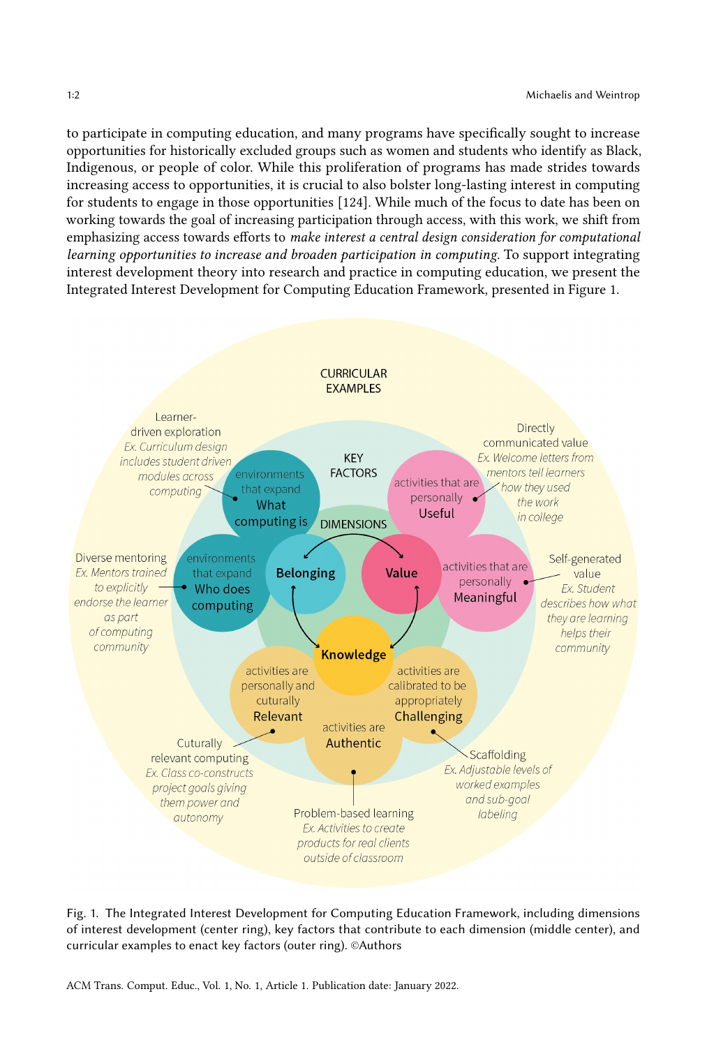to participate in computing education, and many programs have specifically sought to increase opportunities for historically excluded groups such as women and students who identify as Black, Indigenous, or people of color. While this proliferation of programs has made strides towards increasing access to opportunities, it is crucial to also bolster long-lasting interest in computing for students to engage in those opportunities [124]. While much of the focus to date has been on working towards the goal of increasing participation through access, with this work, we shift from emphasizing access towards efforts to *make interest a central design consideration for computational learning opportunities to increase and broaden participation in computing*. To support integrating interest development theory into research and practice in computing education, we present the Integrated Interest Development for Computing Education Framework, presented in Figure 1.

Fig. 1. The Integrated Interest Development for Computing Education Framework, including dimensions of interest development (center ring), key factors that contribute to each dimension (middle center), and curricular examples to enact key factors (outer ring). ©Authors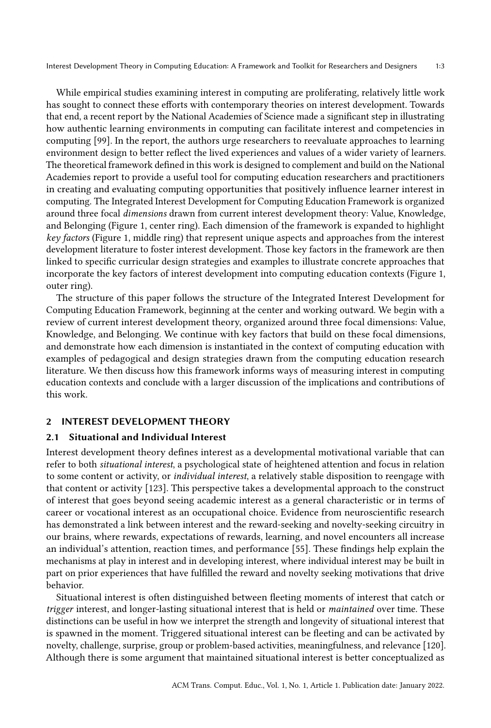While empirical studies examining interest in computing are proliferating, relatively little work has sought to connect these efforts with contemporary theories on interest development. Towards that end, a recent report by the National Academies of Science made a significant step in illustrating how authentic learning environments in computing can facilitate interest and competencies in computing [99]. In the report, the authors urge researchers to reevaluate approaches to learning environment design to better reflect the lived experiences and values of a wider variety of learners. The theoretical framework defined in this work is designed to complement and build on the National Academies report to provide a useful tool for computing education researchers and practitioners in creating and evaluating computing opportunities that positively influence learner interest in computing. The Integrated Interest Development for Computing Education Framework is organized around three focal *dimensions* drawn from current interest development theory: Value, Knowledge, and Belonging (Figure 1, center ring). Each dimension of the framework is expanded to highlight *key factors* (Figure 1, middle ring) that represent unique aspects and approaches from the interest development literature to foster interest development. Those key factors in the framework are then linked to specific curricular design strategies and examples to illustrate concrete approaches that incorporate the key factors of interest development into computing education contexts (Figure 1, outer ring).

The structure of this paper follows the structure of the Integrated Interest Development for Computing Education Framework, beginning at the center and working outward. We begin with a review of current interest development theory, organized around three focal dimensions: Value, Knowledge, and Belonging. We continue with key factors that build on these focal dimensions, and demonstrate how each dimension is instantiated in the context of computing education with examples of pedagogical and design strategies drawn from the computing education research literature. We then discuss how this framework informs ways of measuring interest in computing education contexts and conclude with a larger discussion of the implications and contributions of this work.

## 2 INTEREST DEVELOPMENT THEORY

### 2.1 Situational and Individual Interest

Interest development theory defines interest as a developmental motivational variable that can refer to both *situational interest*, a psychological state of heightened attention and focus in relation to some content or activity, or *individual interest*, a relatively stable disposition to reengage with that content or activity [123]. This perspective takes a developmental approach to the construct of interest that goes beyond seeing academic interest as a general characteristic or in terms of career or vocational interest as an occupational choice. Evidence from neuroscientific research has demonstrated a link between interest and the reward-seeking and novelty-seeking circuitry in our brains, where rewards, expectations of rewards, learning, and novel encounters all increase an individual's attention, reaction times, and performance [55]. These findings help explain the mechanisms at play in interest and in developing interest, where individual interest may be built in part on prior experiences that have fulfilled the reward and novelty seeking motivations that drive behavior.

Situational interest is often distinguished between fleeting moments of interest that catch or *trigger* interest, and longer-lasting situational interest that is held or *maintained* over time. These distinctions can be useful in how we interpret the strength and longevity of situational interest that is spawned in the moment. Triggered situational interest can be fleeting and can be activated by novelty, challenge, surprise, group or problem-based activities, meaningfulness, and relevance [120]. Although there is some argument that maintained situational interest is better conceptualized as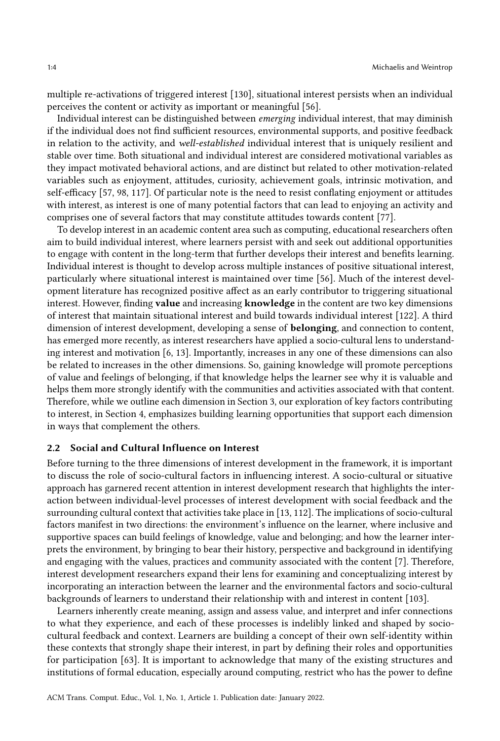multiple re-activations of triggered interest [130], situational interest persists when an individual perceives the content or activity as important or meaningful [56].

Individual interest can be distinguished between *emerging* individual interest, that may diminish if the individual does not find sufficient resources, environmental supports, and positive feedback in relation to the activity, and *well-established* individual interest that is uniquely resilient and stable over time. Both situational and individual interest are considered motivational variables as they impact motivated behavioral actions, and are distinct but related to other motivation-related variables such as enjoyment, attitudes, curiosity, achievement goals, intrinsic motivation, and self-efficacy [57, 98, 117]. Of particular note is the need to resist conflating enjoyment or attitudes with interest, as interest is one of many potential factors that can lead to enjoying an activity and comprises one of several factors that may constitute attitudes towards content [77].

To develop interest in an academic content area such as computing, educational researchers often aim to build individual interest, where learners persist with and seek out additional opportunities to engage with content in the long-term that further develops their interest and benefits learning. Individual interest is thought to develop across multiple instances of positive situational interest, particularly where situational interest is maintained over time [56]. Much of the interest development literature has recognized positive affect as an early contributor to triggering situational interest. However, finding **value** and increasing **knowledge** in the content are two key dimensions of interest that maintain situational interest and build towards individual interest [122]. A third dimension of interest development, developing a sense of **belonging**, and connection to content, has emerged more recently, as interest researchers have applied a socio-cultural lens to understanding interest and motivation [6, 13]. Importantly, increases in any one of these dimensions can also be related to increases in the other dimensions. So, gaining knowledge will promote perceptions of value and feelings of belonging, if that knowledge helps the learner see why it is valuable and helps them more strongly identify with the communities and activities associated with that content. Therefore, while we outline each dimension in Section 3, our exploration of key factors contributing to interest, in Section 4, emphasizes building learning opportunities that support each dimension in ways that complement the others.

## 2.2 Social and Cultural Influence on Interest

Before turning to the three dimensions of interest development in the framework, it is important to discuss the role of socio-cultural factors in influencing interest. A socio-cultural or situative approach has garnered recent attention in interest development research that highlights the interaction between individual-level processes of interest development with social feedback and the surrounding cultural context that activities take place in [13, 112]. The implications of socio-cultural factors manifest in two directions: the environment's influence on the learner, where inclusive and supportive spaces can build feelings of knowledge, value and belonging; and how the learner interprets the environment, by bringing to bear their history, perspective and background in identifying and engaging with the values, practices and community associated with the content [7]. Therefore, interest development researchers expand their lens for examining and conceptualizing interest by incorporating an interaction between the learner and the environmental factors and socio-cultural backgrounds of learners to understand their relationship with and interest in content [103].

Learners inherently create meaning, assign and assess value, and interpret and infer connections to what they experience, and each of these processes is indelibly linked and shaped by socio-cultural feedback and context. Learners are building a concept of their own self-identity within these contexts that strongly shape their interest, in part by defining their roles and opportunities for participation [63]. It is important to acknowledge that many of the existing structures and institutions of formal education, especially around computing, restrict who has the power to define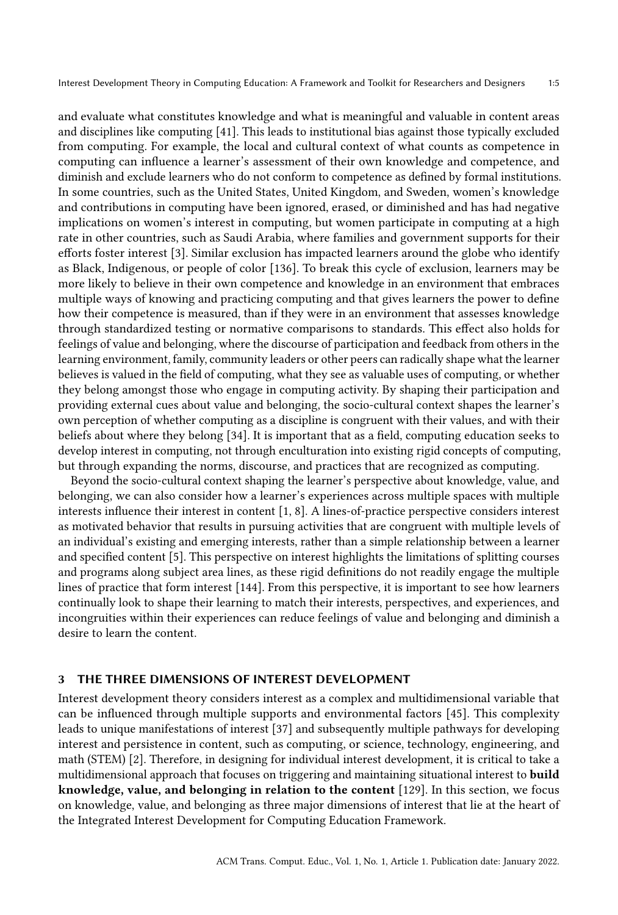and evaluate what constitutes knowledge and what is meaningful and valuable in content areas and disciplines like computing [41]. This leads to institutional bias against those typically excluded from computing. For example, the local and cultural context of what counts as competence in computing can influence a learner's assessment of their own knowledge and competence, and diminish and exclude learners who do not conform to competence as defined by formal institutions. In some countries, such as the United States, United Kingdom, and Sweden, women's knowledge and contributions in computing have been ignored, erased, or diminished and has had negative implications on women's interest in computing, but women participate in computing at a high rate in other countries, such as Saudi Arabia, where families and government supports for their efforts foster interest [3]. Similar exclusion has impacted learners around the globe who identify as Black, Indigenous, or people of color [136]. To break this cycle of exclusion, learners may be more likely to believe in their own competence and knowledge in an environment that embraces multiple ways of knowing and practicing computing and that gives learners the power to define how their competence is measured, than if they were in an environment that assesses knowledge through standardized testing or normative comparisons to standards. This effect also holds for feelings of value and belonging, where the discourse of participation and feedback from others in the learning environment, family, community leaders or other peers can radically shape what the learner believes is valued in the field of computing, what they see as valuable uses of computing, or whether they belong amongst those who engage in computing activity. By shaping their participation and providing external cues about value and belonging, the socio-cultural context shapes the learner's own perception of whether computing as a discipline is congruent with their values, and with their beliefs about where they belong [34]. It is important that as a field, computing education seeks to develop interest in computing, not through enculturation into existing rigid concepts of computing, but through expanding the norms, discourse, and practices that are recognized as computing.

Beyond the socio-cultural context shaping the learner's perspective about knowledge, value, and belonging, we can also consider how a learner's experiences across multiple spaces with multiple interests influence their interest in content [1, 8]. A lines-of-practice perspective considers interest as motivated behavior that results in pursuing activities that are congruent with multiple levels of an individual's existing and emerging interests, rather than a simple relationship between a learner and specified content [5]. This perspective on interest highlights the limitations of splitting courses and programs along subject area lines, as these rigid definitions do not readily engage the multiple lines of practice that form interest [144]. From this perspective, it is important to see how learners continually look to shape their learning to match their interests, perspectives, and experiences, and incongruities within their experiences can reduce feelings of value and belonging and diminish a desire to learn the content.

## 3 THE THREE DIMENSIONS OF INTEREST DEVELOPMENT

Interest development theory considers interest as a complex and multidimensional variable that can be influenced through multiple supports and environmental factors [45]. This complexity leads to unique manifestations of interest [37] and subsequently multiple pathways for developing interest and persistence in content, such as computing, or science, technology, engineering, and math (STEM) [2]. Therefore, in designing for individual interest development, it is critical to take a multidimensional approach that focuses on triggering and maintaining situational interest to **build knowledge, value, and belonging in relation to the content** [129]. In this section, we focus on knowledge, value, and belonging as three major dimensions of interest that lie at the heart of the Integrated Interest Development for Computing Education Framework.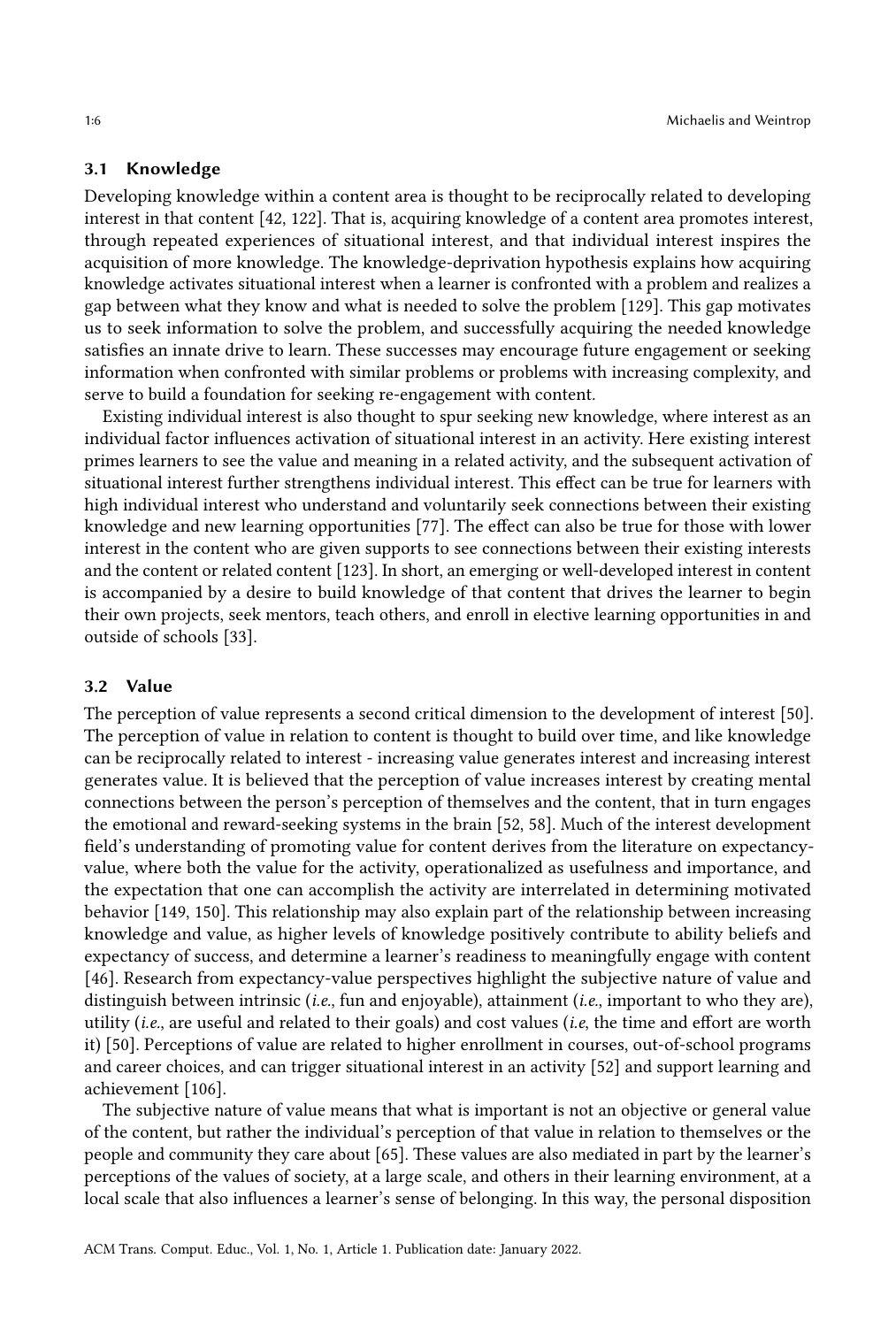### 3.1 Knowledge

Developing knowledge within a content area is thought to be reciprocally related to developing interest in that content [42, 122]. That is, acquiring knowledge of a content area promotes interest, through repeated experiences of situational interest, and that individual interest inspires the acquisition of more knowledge. The knowledge-deprivation hypothesis explains how acquiring knowledge activates situational interest when a learner is confronted with a problem and realizes a gap between what they know and what is needed to solve the problem [129]. This gap motivates us to seek information to solve the problem, and successfully acquiring the needed knowledge satisfies an innate drive to learn. These successes may encourage future engagement or seeking information when confronted with similar problems or problems with increasing complexity, and serve to build a foundation for seeking re-engagement with content.

Existing individual interest is also thought to spur seeking new knowledge, where interest as an individual factor influences activation of situational interest in an activity. Here existing interest primes learners to see the value and meaning in a related activity, and the subsequent activation of situational interest further strengthens individual interest. This effect can be true for learners with high individual interest who understand and voluntarily seek connections between their existing knowledge and new learning opportunities [77]. The effect can also be true for those with lower interest in the content who are given supports to see connections between their existing interests and the content or related content [123]. In short, an emerging or well-developed interest in content is accompanied by a desire to build knowledge of that content that drives the learner to begin their own projects, seek mentors, teach others, and enroll in elective learning opportunities in and outside of schools [33].

### 3.2 Value

The perception of value represents a second critical dimension to the development of interest [50]. The perception of value in relation to content is thought to build over time, and like knowledge can be reciprocally related to interest - increasing value generates interest and increasing interest generates value. It is believed that the perception of value increases interest by creating mental connections between the person's perception of themselves and the content, that in turn engages the emotional and reward-seeking systems in the brain [52, 58]. Much of the interest development field's understanding of promoting value for content derives from the literature on expectancy-value, where both the value for the activity, operationalized as usefulness and importance, and the expectation that one can accomplish the activity are interrelated in determining motivated behavior [149, 150]. This relationship may also explain part of the relationship between increasing knowledge and value, as higher levels of knowledge positively contribute to ability beliefs and expectancy of success, and determine a learner's readiness to meaningfully engage with content [46]. Research from expectancy-value perspectives highlight the subjective nature of value and distinguish between intrinsic (*i.e.*, fun and enjoyable), attainment (*i.e.*, important to who they are), utility (*i.e.*, are useful and related to their goals) and cost values (*i.e*, the time and effort are worth it) [50]. Perceptions of value are related to higher enrollment in courses, out-of-school programs and career choices, and can trigger situational interest in an activity [52] and support learning and achievement [106].

The subjective nature of value means that what is important is not an objective or general value of the content, but rather the individual's perception of that value in relation to themselves or the people and community they care about [65]. These values are also mediated in part by the learner's perceptions of the values of society, at a large scale, and others in their learning environment, at a local scale that also influences a learner's sense of belonging. In this way, the personal disposition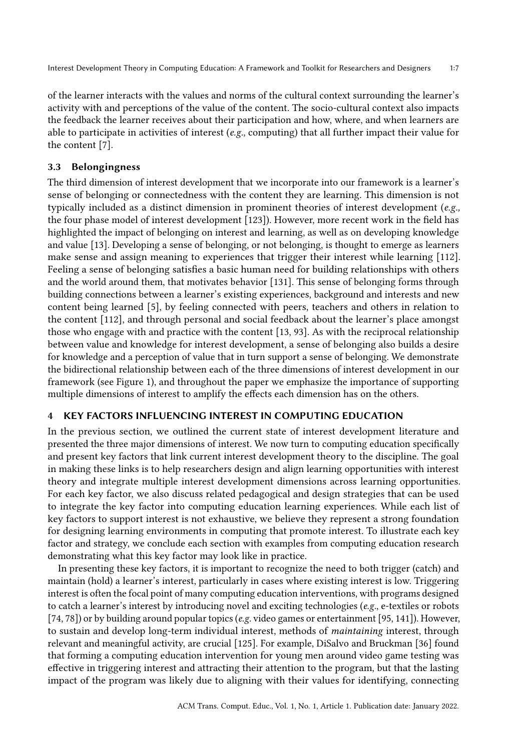of the learner interacts with the values and norms of the cultural context surrounding the learner's activity with and perceptions of the value of the content. The socio-cultural context also impacts the feedback the learner receives about their participation and how, where, and when learners are able to participate in activities of interest (*e.g.*, computing) that all further impact their value for the content [7].

### 3.3 Belongingness

The third dimension of interest development that we incorporate into our framework is a learner's sense of belonging or connectedness with the content they are learning. This dimension is not typically included as a distinct dimension in prominent theories of interest development (*e.g.,* the four phase model of interest development [123]). However, more recent work in the field has highlighted the impact of belonging on interest and learning, as well as on developing knowledge and value [13]. Developing a sense of belonging, or not belonging, is thought to emerge as learners make sense and assign meaning to experiences that trigger their interest while learning [112]. Feeling a sense of belonging satisfies a basic human need for building relationships with others and the world around them, that motivates behavior [131]. This sense of belonging forms through building connections between a learner's existing experiences, background and interests and new content being learned [5], by feeling connected with peers, teachers and others in relation to the content [112], and through personal and social feedback about the learner's place amongst those who engage with and practice with the content [13, 93]. As with the reciprocal relationship between value and knowledge for interest development, a sense of belonging also builds a desire for knowledge and a perception of value that in turn support a sense of belonging. We demonstrate the bidirectional relationship between each of the three dimensions of interest development in our framework (see Figure 1), and throughout the paper we emphasize the importance of supporting multiple dimensions of interest to amplify the effects each dimension has on the others.

## 4 KEY FACTORS INFLUENCING INTEREST IN COMPUTING EDUCATION

In the previous section, we outlined the current state of interest development literature and presented the three major dimensions of interest. We now turn to computing education specifically and present key factors that link current interest development theory to the discipline. The goal in making these links is to help researchers design and align learning opportunities with interest theory and integrate multiple interest development dimensions across learning opportunities. For each key factor, we also discuss related pedagogical and design strategies that can be used to integrate the key factor into computing education learning experiences. While each list of key factors to support interest is not exhaustive, we believe they represent a strong foundation for designing learning environments in computing that promote interest. To illustrate each key factor and strategy, we conclude each section with examples from computing education research demonstrating what this key factor may look like in practice.

In presenting these key factors, it is important to recognize the need to both trigger (catch) and maintain (hold) a learner's interest, particularly in cases where existing interest is low. Triggering interest is often the focal point of many computing education interventions, with programs designed to catch a learner's interest by introducing novel and exciting technologies (*e.g.*, e-textiles or robots [74, 78]) or by building around popular topics (*e.g.* video games or entertainment [95, 141]). However, to sustain and develop long-term individual interest, methods of *maintaining* interest, through relevant and meaningful activity, are crucial [125]. For example, DiSalvo and Bruckman [36] found that forming a computing education intervention for young men around video game testing was effective in triggering interest and attracting their attention to the program, but that the lasting impact of the program was likely due to aligning with their values for identifying, connecting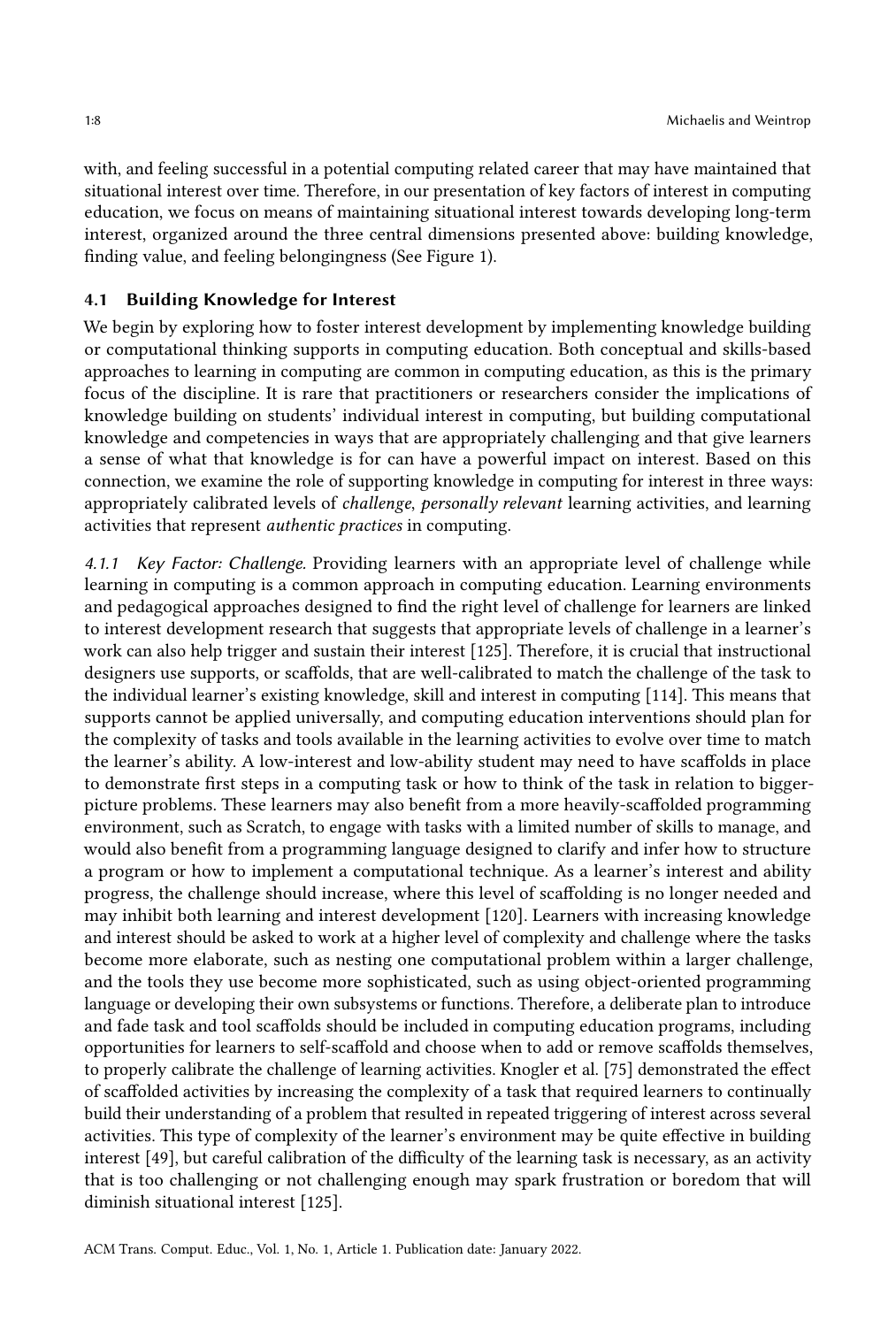with, and feeling successful in a potential computing related career that may have maintained that situational interest over time. Therefore, in our presentation of key factors of interest in computing education, we focus on means of maintaining situational interest towards developing long-term interest, organized around the three central dimensions presented above: building knowledge, finding value, and feeling belongingness (See Figure 1).

### 4.1 Building Knowledge for Interest

We begin by exploring how to foster interest development by implementing knowledge building or computational thinking supports in computing education. Both conceptual and skills-based approaches to learning in computing are common in computing education, as this is the primary focus of the discipline. It is rare that practitioners or researchers consider the implications of knowledge building on students' individual interest in computing, but building computational knowledge and competencies in ways that are appropriately challenging and that give learners a sense of what that knowledge is for can have a powerful impact on interest. Based on this connection, we examine the role of supporting knowledge in computing for interest in three ways: appropriately calibrated levels of *challenge*, *personally relevant* learning activities, and learning activities that represent *authentic practices* in computing.

*4.1.1 Key Factor: Challenge.* Providing learners with an appropriate level of challenge while learning in computing is a common approach in computing education. Learning environments and pedagogical approaches designed to find the right level of challenge for learners are linked to interest development research that suggests that appropriate levels of challenge in a learner's work can also help trigger and sustain their interest [125]. Therefore, it is crucial that instructional designers use supports, or scaffolds, that are well-calibrated to match the challenge of the task to the individual learner's existing knowledge, skill and interest in computing [114]. This means that supports cannot be applied universally, and computing education interventions should plan for the complexity of tasks and tools available in the learning activities to evolve over time to match the learner's ability. A low-interest and low-ability student may need to have scaffolds in place to demonstrate first steps in a computing task or how to think of the task in relation to bigger-picture problems. These learners may also benefit from a more heavily-scaffolded programming environment, such as Scratch, to engage with tasks with a limited number of skills to manage, and would also benefit from a programming language designed to clarify and infer how to structure a program or how to implement a computational technique. As a learner's interest and ability progress, the challenge should increase, where this level of scaffolding is no longer needed and may inhibit both learning and interest development [120]. Learners with increasing knowledge and interest should be asked to work at a higher level of complexity and challenge where the tasks become more elaborate, such as nesting one computational problem within a larger challenge, and the tools they use become more sophisticated, such as using object-oriented programming language or developing their own subsystems or functions. Therefore, a deliberate plan to introduce and fade task and tool scaffolds should be included in computing education programs, including opportunities for learners to self-scaffold and choose when to add or remove scaffolds themselves, to properly calibrate the challenge of learning activities. Knogler et al. [75] demonstrated the effect of scaffolded activities by increasing the complexity of a task that required learners to continually build their understanding of a problem that resulted in repeated triggering of interest across several activities. This type of complexity of the learner's environment may be quite effective in building interest [49], but careful calibration of the difficulty of the learning task is necessary, as an activity that is too challenging or not challenging enough may spark frustration or boredom that will diminish situational interest [125].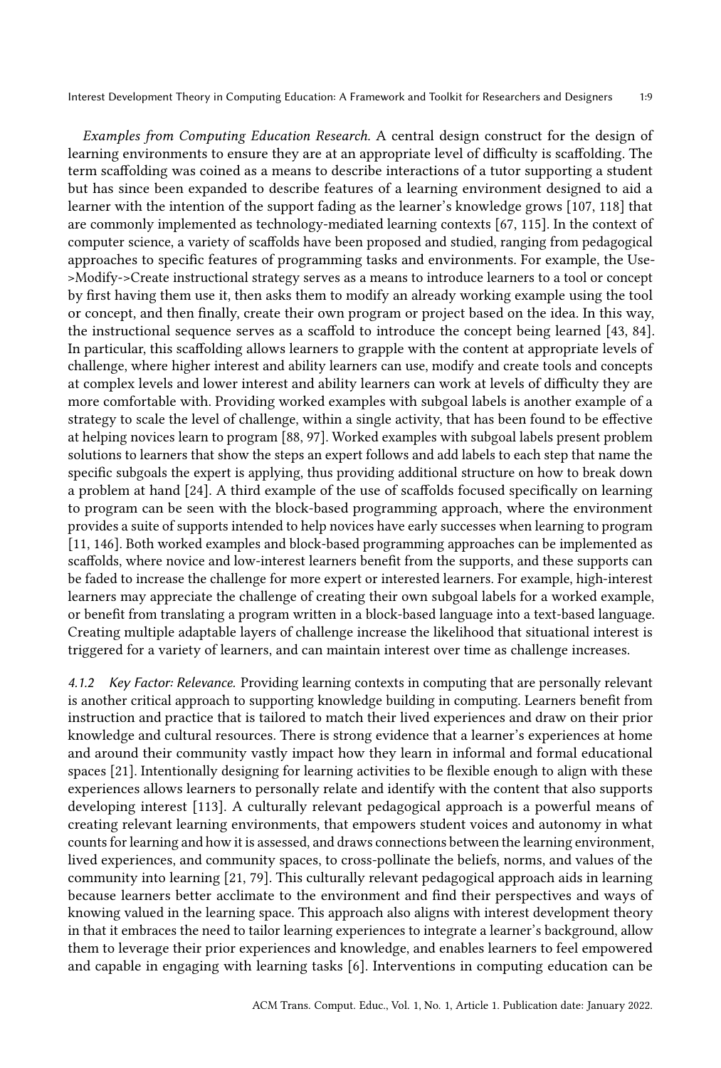*Examples from Computing Education Research.* A central design construct for the design of learning environments to ensure they are at an appropriate level of difficulty is scaffolding. The term scaffolding was coined as a means to describe interactions of a tutor supporting a student but has since been expanded to describe features of a learning environment designed to aid a learner with the intention of the support fading as the learner's knowledge grows [107, 118] that are commonly implemented as technology-mediated learning contexts [67, 115]. In the context of computer science, a variety of scaffolds have been proposed and studied, ranging from pedagogical approaches to specific features of programming tasks and environments. For example, the Use->Modify->Create instructional strategy serves as a means to introduce learners to a tool or concept by first having them use it, then asks them to modify an already working example using the tool or concept, and then finally, create their own program or project based on the idea. In this way, the instructional sequence serves as a scaffold to introduce the concept being learned [43, 84]. In particular, this scaffolding allows learners to grapple with the content at appropriate levels of challenge, where higher interest and ability learners can use, modify and create tools and concepts at complex levels and lower interest and ability learners can work at levels of difficulty they are more comfortable with. Providing worked examples with subgoal labels is another example of a strategy to scale the level of challenge, within a single activity, that has been found to be effective at helping novices learn to program [88, 97]. Worked examples with subgoal labels present problem solutions to learners that show the steps an expert follows and add labels to each step that name the specific subgoals the expert is applying, thus providing additional structure on how to break down a problem at hand [24]. A third example of the use of scaffolds focused specifically on learning to program can be seen with the block-based programming approach, where the environment provides a suite of supports intended to help novices have early successes when learning to program [11, 146]. Both worked examples and block-based programming approaches can be implemented as scaffolds, where novice and low-interest learners benefit from the supports, and these supports can be faded to increase the challenge for more expert or interested learners. For example, high-interest learners may appreciate the challenge of creating their own subgoal labels for a worked example, or benefit from translating a program written in a block-based language into a text-based language. Creating multiple adaptable layers of challenge increase the likelihood that situational interest is triggered for a variety of learners, and can maintain interest over time as challenge increases.

#### 4.1.2 *Key Factor: Relevance.*

Providing learning contexts in computing that are personally relevant is another critical approach to supporting knowledge building in computing. Learners benefit from instruction and practice that is tailored to match their lived experiences and draw on their prior knowledge and cultural resources. There is strong evidence that a learner's experiences at home and around their community vastly impact how they learn in informal and formal educational spaces [21]. Intentionally designing for learning activities to be flexible enough to align with these experiences allows learners to personally relate and identify with the content that also supports developing interest [113]. A culturally relevant pedagogical approach is a powerful means of creating relevant learning environments, that empowers student voices and autonomy in what counts for learning and how it is assessed, and draws connections between the learning environment, lived experiences, and community spaces, to cross-pollinate the beliefs, norms, and values of the community into learning [21, 79]. This culturally relevant pedagogical approach aids in learning because learners better acclimate to the environment and find their perspectives and ways of knowing valued in the learning space. This approach also aligns with interest development theory in that it embraces the need to tailor learning experiences to integrate a learner's background, allow them to leverage their prior experiences and knowledge, and enables learners to feel empowered and capable in engaging with learning tasks [6]. Interventions in computing education can be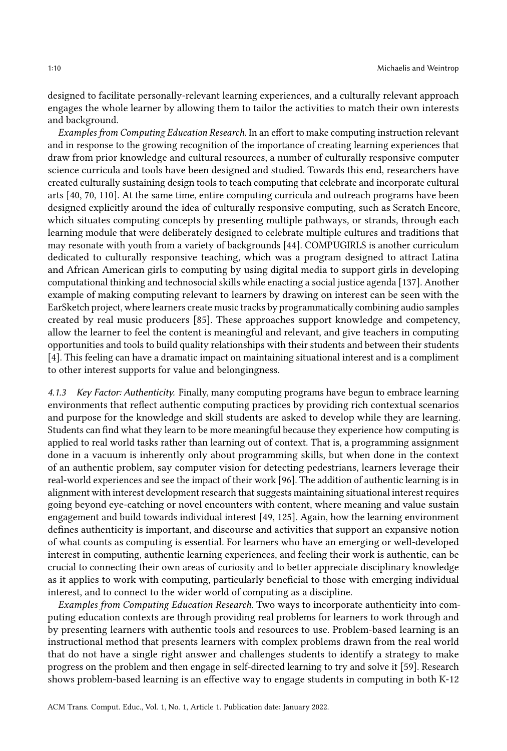designed to facilitate personally-relevant learning experiences, and a culturally relevant approach engages the whole learner by allowing them to tailor the activities to match their own interests and background.

*Examples from Computing Education Research.* In an effort to make computing instruction relevant and in response to the growing recognition of the importance of creating learning experiences that draw from prior knowledge and cultural resources, a number of culturally responsive computer science curricula and tools have been designed and studied. Towards this end, researchers have created culturally sustaining design tools to teach computing that celebrate and incorporate cultural arts [40, 70, 110]. At the same time, entire computing curricula and outreach programs have been designed explicitly around the idea of culturally responsive computing, such as Scratch Encore, which situates computing concepts by presenting multiple pathways, or strands, through each learning module that were deliberately designed to celebrate multiple cultures and traditions that may resonate with youth from a variety of backgrounds [44]. COMPUGIRLS is another curriculum dedicated to culturally responsive teaching, which was a program designed to attract Latina and African American girls to computing by using digital media to support girls in developing computational thinking and technosocial skills while enacting a social justice agenda [137]. Another example of making computing relevant to learners by drawing on interest can be seen with the EarSketch project, where learners create music tracks by programmatically combining audio samples created by real music producers [85]. These approaches support knowledge and competency, allow the learner to feel the content is meaningful and relevant, and give teachers in computing opportunities and tools to build quality relationships with their students and between their students [4]. This feeling can have a dramatic impact on maintaining situational interest and is a compliment to other interest supports for value and belongingness.

#### 4.1.3 Key Factor: Authenticity.

Finally, many computing programs have begun to embrace learning environments that reflect authentic computing practices by providing rich contextual scenarios and purpose for the knowledge and skill students are asked to develop while they are learning. Students can find what they learn to be more meaningful because they experience how computing is applied to real world tasks rather than learning out of context. That is, a programming assignment done in a vacuum is inherently only about programming skills, but when done in the context of an authentic problem, say computer vision for detecting pedestrians, learners leverage their real-world experiences and see the impact of their work [96]. The addition of authentic learning is in alignment with interest development research that suggests maintaining situational interest requires going beyond eye-catching or novel encounters with content, where meaning and value sustain engagement and build towards individual interest [49, 125]. Again, how the learning environment defines authenticity is important, and discourse and activities that support an expansive notion of what counts as computing is essential. For learners who have an emerging or well-developed interest in computing, authentic learning experiences, and feeling their work is authentic, can be crucial to connecting their own areas of curiosity and to better appreciate disciplinary knowledge as it applies to work with computing, particularly beneficial to those with emerging individual interest, and to connect to the wider world of computing as a discipline.

*Examples from Computing Education Research.* Two ways to incorporate authenticity into computing education contexts are through providing real problems for learners to work through and by presenting learners with authentic tools and resources to use. Problem-based learning is an instructional method that presents learners with complex problems drawn from the real world that do not have a single right answer and challenges students to identify a strategy to make progress on the problem and then engage in self-directed learning to try and solve it [59]. Research shows problem-based learning is an effective way to engage students in computing in both K-12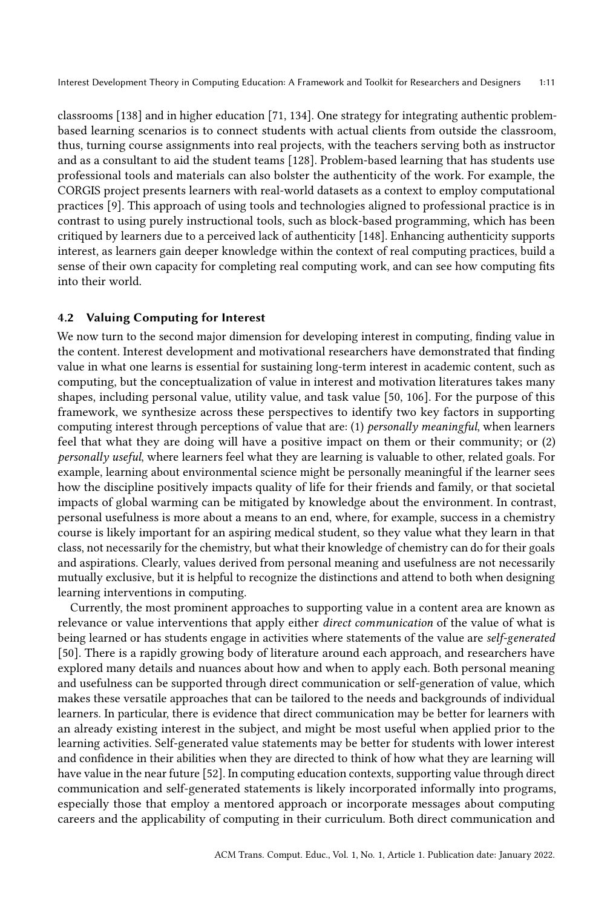classrooms [138] and in higher education [71, 134]. One strategy for integrating authentic problem-based learning scenarios is to connect students with actual clients from outside the classroom, thus, turning course assignments into real projects, with the teachers serving both as instructor and as a consultant to aid the student teams [128]. Problem-based learning that has students use professional tools and materials can also bolster the authenticity of the work. For example, the CORGIS project presents learners with real-world datasets as a context to employ computational practices [9]. This approach of using tools and technologies aligned to professional practice is in contrast to using purely instructional tools, such as block-based programming, which has been critiqued by learners due to a perceived lack of authenticity [148]. Enhancing authenticity supports interest, as learners gain deeper knowledge within the context of real computing practices, build a sense of their own capacity for completing real computing work, and can see how computing fits into their world.

### 4.2 Valuing Computing for Interest

We now turn to the second major dimension for developing interest in computing, finding value in the content. Interest development and motivational researchers have demonstrated that finding value in what one learns is essential for sustaining long-term interest in academic content, such as computing, but the conceptualization of value in interest and motivation literatures takes many shapes, including personal value, utility value, and task value [50, 106]. For the purpose of this framework, we synthesize across these perspectives to identify two key factors in supporting computing interest through perceptions of value that are: (1) *personally meaningful*, when learners feel that what they are doing will have a positive impact on them or their community; or (2) *personally useful*, where learners feel what they are learning is valuable to other, related goals. For example, learning about environmental science might be personally meaningful if the learner sees how the discipline positively impacts quality of life for their friends and family, or that societal impacts of global warming can be mitigated by knowledge about the environment. In contrast, personal usefulness is more about a means to an end, where, for example, success in a chemistry course is likely important for an aspiring medical student, so they value what they learn in that class, not necessarily for the chemistry, but what their knowledge of chemistry can do for their goals and aspirations. Clearly, values derived from personal meaning and usefulness are not necessarily mutually exclusive, but it is helpful to recognize the distinctions and attend to both when designing learning interventions in computing.

Currently, the most prominent approaches to supporting value in a content area are known as relevance or value interventions that apply either *direct communication* of the value of what is being learned or has students engage in activities where statements of the value are *self-generated* [50]. There is a rapidly growing body of literature around each approach, and researchers have explored many details and nuances about how and when to apply each. Both personal meaning and usefulness can be supported through direct communication or self-generation of value, which makes these versatile approaches that can be tailored to the needs and backgrounds of individual learners. In particular, there is evidence that direct communication may be better for learners with an already existing interest in the subject, and might be most useful when applied prior to the learning activities. Self-generated value statements may be better for students with lower interest and confidence in their abilities when they are directed to think of how what they are learning will have value in the near future [52]. In computing education contexts, supporting value through direct communication and self-generated statements is likely incorporated informally into programs, especially those that employ a mentored approach or incorporate messages about computing careers and the applicability of computing in their curriculum. Both direct communication and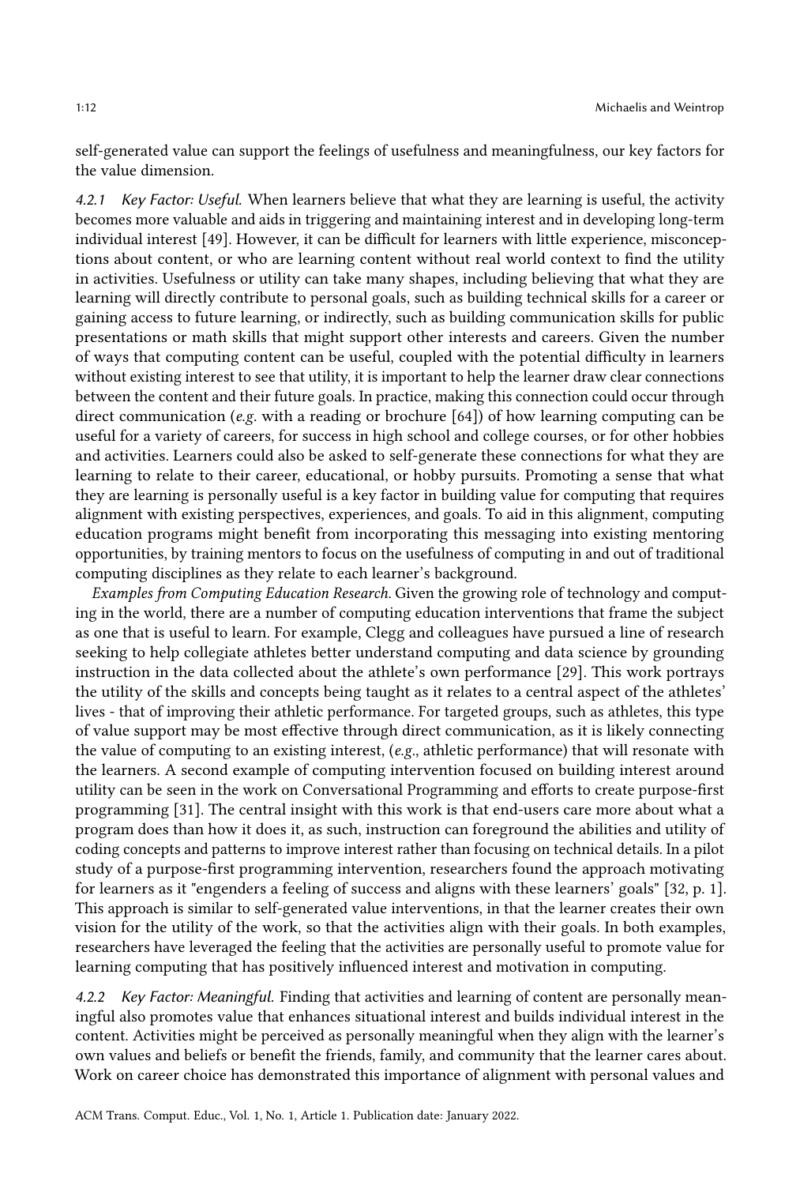self-generated value can support the feelings of usefulness and meaningfulness, our key factors for the value dimension.

#### 4.2.1 Key Factor: Useful.

When learners believe that what they are learning is useful, the activity becomes more valuable and aids in triggering and maintaining interest and in developing long-term individual interest [49]. However, it can be difficult for learners with little experience, misconceptions about content, or who are learning content without real world context to find the utility in activities. Usefulness or utility can take many shapes, including believing that what they are learning will directly contribute to personal goals, such as building technical skills for a career or gaining access to future learning, or indirectly, such as building communication skills for public presentations or math skills that might support other interests and careers. Given the number of ways that computing content can be useful, coupled with the potential difficulty in learners without existing interest to see that utility, it is important to help the learner draw clear connections between the content and their future goals. In practice, making this connection could occur through direct communication (*e.g.* with a reading or brochure [64]) of how learning computing can be useful for a variety of careers, for success in high school and college courses, or for other hobbies and activities. Learners could also be asked to self-generate these connections for what they are learning to relate to their career, educational, or hobby pursuits. Promoting a sense that what they are learning is personally useful is a key factor in building value for computing that requires alignment with existing perspectives, experiences, and goals. To aid in this alignment, computing education programs might benefit from incorporating this messaging into existing mentoring opportunities, by training mentors to focus on the usefulness of computing in and out of traditional computing disciplines as they relate to each learner's background.

*Examples from Computing Education Research.* Given the growing role of technology and computing in the world, there are a number of computing education interventions that frame the subject as one that is useful to learn. For example, Clegg and colleagues have pursued a line of research seeking to help collegiate athletes better understand computing and data science by grounding instruction in the data collected about the athlete's own performance [29]. This work portrays the utility of the skills and concepts being taught as it relates to a central aspect of the athletes' lives - that of improving their athletic performance. For targeted groups, such as athletes, this type of value support may be most effective through direct communication, as it is likely connecting the value of computing to an existing interest, (*e.g.*, athletic performance) that will resonate with the learners. A second example of computing intervention focused on building interest around utility can be seen in the work on Conversational Programming and efforts to create purpose-first programming [31]. The central insight with this work is that end-users care more about what a program does than how it does it, as such, instruction can foreground the abilities and utility of coding concepts and patterns to improve interest rather than focusing on technical details. In a pilot study of a purpose-first programming intervention, researchers found the approach motivating for learners as it "engenders a feeling of success and aligns with these learners' goals" [32, p. 1]. This approach is similar to self-generated value interventions, in that the learner creates their own vision for the utility of the work, so that the activities align with their goals. In both examples, researchers have leveraged the feeling that the activities are personally useful to promote value for learning computing that has positively influenced interest and motivation in computing.

#### 4.2.2 Key Factor: Meaningful.

Finding that activities and learning of content are personally meaningful also promotes value that enhances situational interest and builds individual interest in the content. Activities might be perceived as personally meaningful when they align with the learner's own values and beliefs or benefit the friends, family, and community that the learner cares about. Work on career choice has demonstrated this importance of alignment with personal values and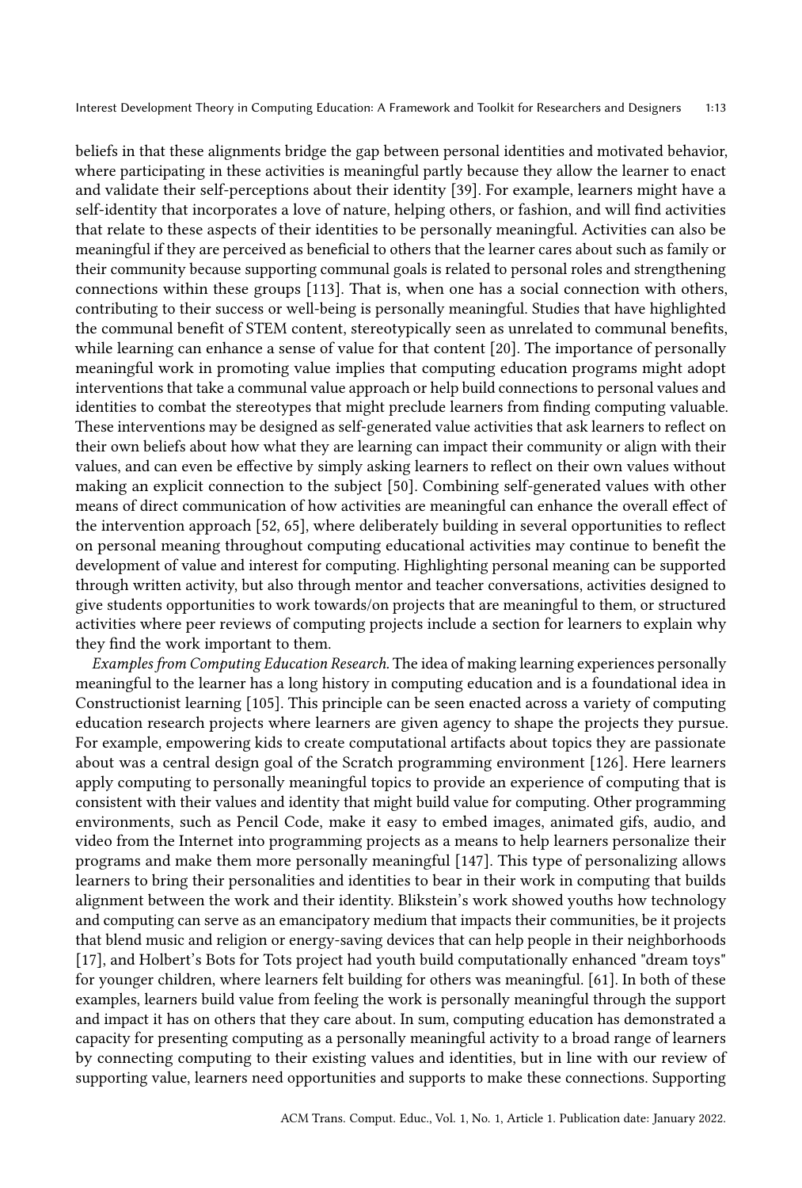beliefs in that these alignments bridge the gap between personal identities and motivated behavior, where participating in these activities is meaningful partly because they allow the learner to enact and validate their self-perceptions about their identity [39]. For example, learners might have a self-identity that incorporates a love of nature, helping others, or fashion, and will find activities that relate to these aspects of their identities to be personally meaningful. Activities can also be meaningful if they are perceived as beneficial to others that the learner cares about such as family or their community because supporting communal goals is related to personal roles and strengthening connections within these groups [113]. That is, when one has a social connection with others, contributing to their success or well-being is personally meaningful. Studies that have highlighted the communal benefit of STEM content, stereotypically seen as unrelated to communal benefits, while learning can enhance a sense of value for that content [20]. The importance of personally meaningful work in promoting value implies that computing education programs might adopt interventions that take a communal value approach or help build connections to personal values and identities to combat the stereotypes that might preclude learners from finding computing valuable. These interventions may be designed as self-generated value activities that ask learners to reflect on their own beliefs about how what they are learning can impact their community or align with their values, and can even be effective by simply asking learners to reflect on their own values without making an explicit connection to the subject [50]. Combining self-generated values with other means of direct communication of how activities are meaningful can enhance the overall effect of the intervention approach [52, 65], where deliberately building in several opportunities to reflect on personal meaning throughout computing educational activities may continue to benefit the development of value and interest for computing. Highlighting personal meaning can be supported through written activity, but also through mentor and teacher conversations, activities designed to give students opportunities to work towards/on projects that are meaningful to them, or structured activities where peer reviews of computing projects include a section for learners to explain why they find the work important to them.

*Examples from Computing Education Research.* The idea of making learning experiences personally meaningful to the learner has a long history in computing education and is a foundational idea in Constructionist learning [105]. This principle can be seen enacted across a variety of computing education research projects where learners are given agency to shape the projects they pursue. For example, empowering kids to create computational artifacts about topics they are passionate about was a central design goal of the Scratch programming environment [126]. Here learners apply computing to personally meaningful topics to provide an experience of computing that is consistent with their values and identity that might build value for computing. Other programming environments, such as Pencil Code, make it easy to embed images, animated gifs, audio, and video from the Internet into programming projects as a means to help learners personalize their programs and make them more personally meaningful [147]. This type of personalizing allows learners to bring their personalities and identities to bear in their work in computing that builds alignment between the work and their identity. Blikstein's work showed youths how technology and computing can serve as an emancipatory medium that impacts their communities, be it projects that blend music and religion or energy-saving devices that can help people in their neighborhoods [17], and Holbert's Bots for Tots project had youth build computationally enhanced "dream toys" for younger children, where learners felt building for others was meaningful. [61]. In both of these examples, learners build value from feeling the work is personally meaningful through the support and impact it has on others that they care about. In sum, computing education has demonstrated a capacity for presenting computing as a personally meaningful activity to a broad range of learners by connecting computing to their existing values and identities, but in line with our review of supporting value, learners need opportunities and supports to make these connections. Supporting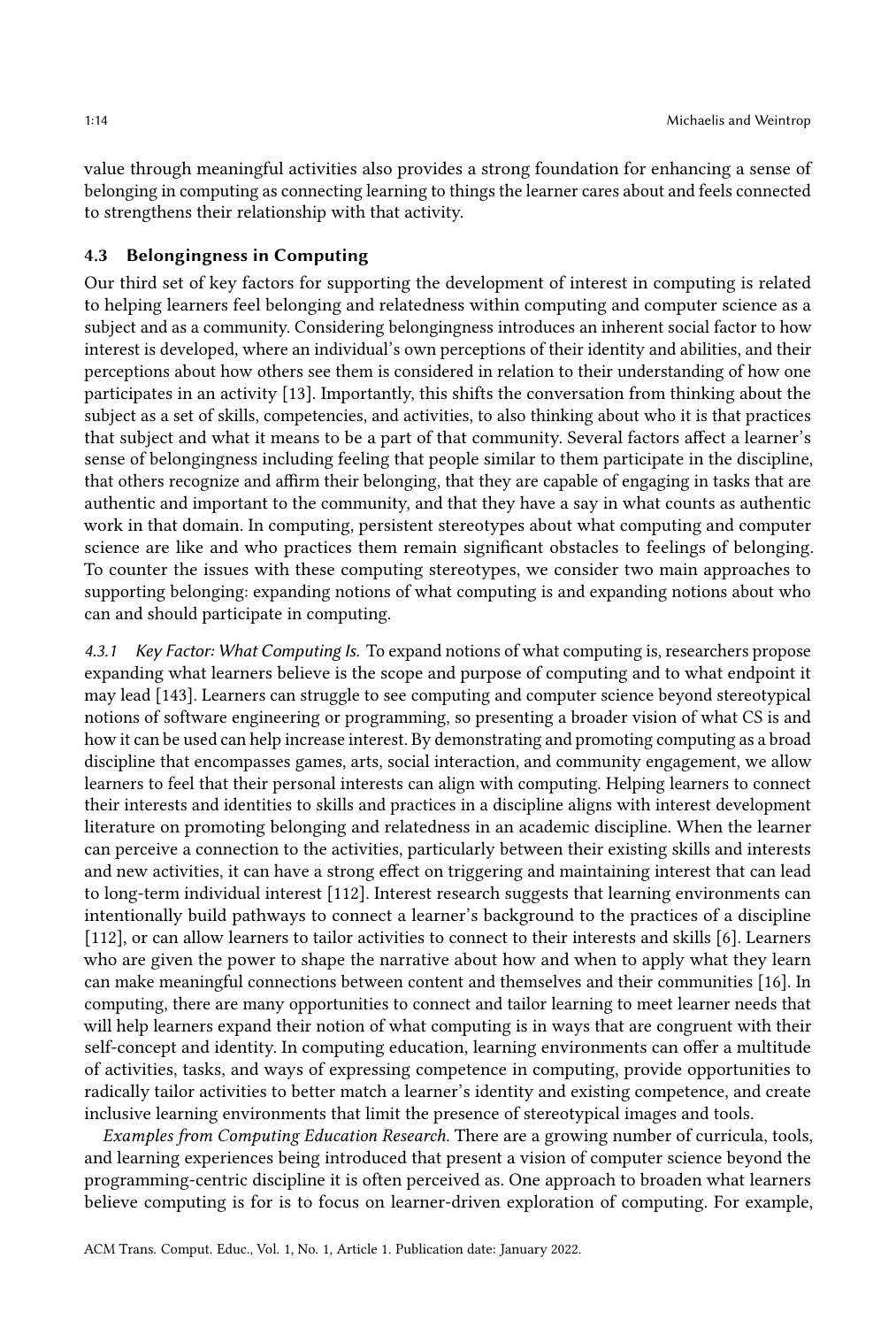value through meaningful activities also provides a strong foundation for enhancing a sense of belonging in computing as connecting learning to things the learner cares about and feels connected to strengthens their relationship with that activity.

### 4.3 Belongingness in Computing

Our third set of key factors for supporting the development of interest in computing is related to helping learners feel belonging and relatedness within computing and computer science as a subject and as a community. Considering belongingness introduces an inherent social factor to how interest is developed, where an individual's own perceptions of their identity and abilities, and their perceptions about how others see them is considered in relation to their understanding of how one participates in an activity [13]. Importantly, this shifts the conversation from thinking about the subject as a set of skills, competencies, and activities, to also thinking about who it is that practices that subject and what it means to be a part of that community. Several factors affect a learner's sense of belongingness including feeling that people similar to them participate in the discipline, that others recognize and affirm their belonging, that they are capable of engaging in tasks that are authentic and important to the community, and that they have a say in what counts as authentic work in that domain. In computing, persistent stereotypes about what computing and computer science are like and who practices them remain significant obstacles to feelings of belonging. To counter the issues with these computing stereotypes, we consider two main approaches to supporting belonging: expanding notions of what computing is and expanding notions about who can and should participate in computing.

*4.3.1 Key Factor: What Computing Is.* To expand notions of what computing is, researchers propose expanding what learners believe is the scope and purpose of computing and to what endpoint it may lead [143]. Learners can struggle to see computing and computer science beyond stereotypical notions of software engineering or programming, so presenting a broader vision of what CS is and how it can be used can help increase interest. By demonstrating and promoting computing as a broad discipline that encompasses games, arts, social interaction, and community engagement, we allow learners to feel that their personal interests can align with computing. Helping learners to connect their interests and identities to skills and practices in a discipline aligns with interest development literature on promoting belonging and relatedness in an academic discipline. When the learner can perceive a connection to the activities, particularly between their existing skills and interests and new activities, it can have a strong effect on triggering and maintaining interest that can lead to long-term individual interest [112]. Interest research suggests that learning environments can intentionally build pathways to connect a learner's background to the practices of a discipline [112], or can allow learners to tailor activities to connect to their interests and skills [6]. Learners who are given the power to shape the narrative about how and when to apply what they learn can make meaningful connections between content and themselves and their communities [16]. In computing, there are many opportunities to connect and tailor learning to meet learner needs that will help learners expand their notion of what computing is in ways that are congruent with their self-concept and identity. In computing education, learning environments can offer a multitude of activities, tasks, and ways of expressing competence in computing, provide opportunities to radically tailor activities to better match a learner's identity and existing competence, and create inclusive learning environments that limit the presence of stereotypical images and tools.

*Examples from Computing Education Research.* There are a growing number of curricula, tools, and learning experiences being introduced that present a vision of computer science beyond the programming-centric discipline it is often perceived as. One approach to broaden what learners believe computing is for is to focus on learner-driven exploration of computing. For example,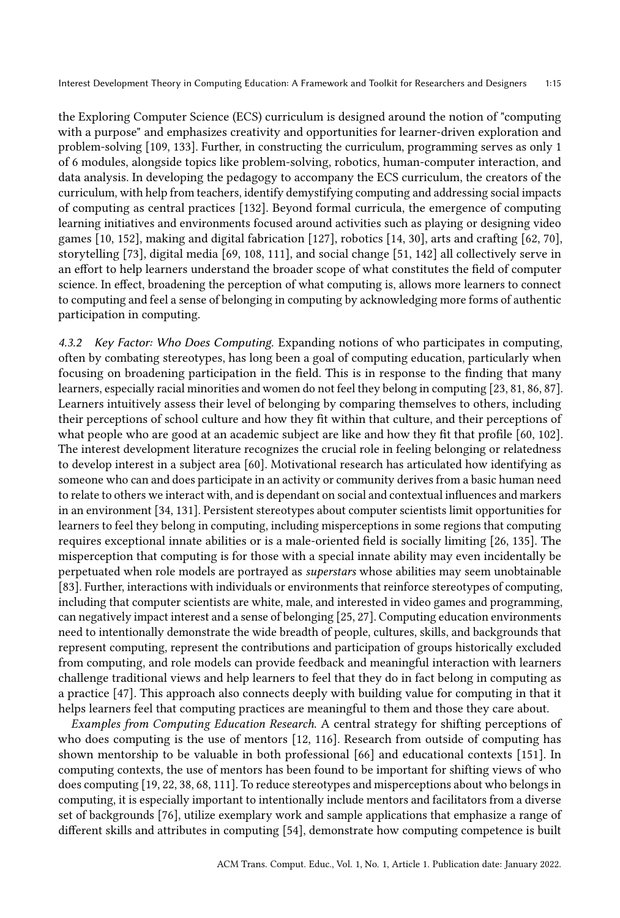the Exploring Computer Science (ECS) curriculum is designed around the notion of "computing with a purpose" and emphasizes creativity and opportunities for learner-driven exploration and problem-solving [109, 133]. Further, in constructing the curriculum, programming serves as only 1 of 6 modules, alongside topics like problem-solving, robotics, human-computer interaction, and data analysis. In developing the pedagogy to accompany the ECS curriculum, the creators of the curriculum, with help from teachers, identify demystifying computing and addressing social impacts of computing as central practices [132]. Beyond formal curricula, the emergence of computing learning initiatives and environments focused around activities such as playing or designing video games [10, 152], making and digital fabrication [127], robotics [14, 30], arts and crafting [62, 70], storytelling [73], digital media [69, 108, 111], and social change [51, 142] all collectively serve in an effort to help learners understand the broader scope of what constitutes the field of computer science. In effect, broadening the perception of what computing is, allows more learners to connect to computing and feel a sense of belonging in computing by acknowledging more forms of authentic participation in computing.

*4.3.2 Key Factor: Who Does Computing.* Expanding notions of who participates in computing, often by combating stereotypes, has long been a goal of computing education, particularly when focusing on broadening participation in the field. This is in response to the finding that many learners, especially racial minorities and women do not feel they belong in computing [23, 81, 86, 87]. Learners intuitively assess their level of belonging by comparing themselves to others, including their perceptions of school culture and how they fit within that culture, and their perceptions of what people who are good at an academic subject are like and how they fit that profile [60, 102]. The interest development literature recognizes the crucial role in feeling belonging or relatedness to develop interest in a subject area [60]. Motivational research has articulated how identifying as someone who can and does participate in an activity or community derives from a basic human need to relate to others we interact with, and is dependant on social and contextual influences and markers in an environment [34, 131]. Persistent stereotypes about computer scientists limit opportunities for learners to feel they belong in computing, including misperceptions in some regions that computing requires exceptional innate abilities or is a male-oriented field is socially limiting [26, 135]. The misperception that computing is for those with a special innate ability may even incidentally be perpetuated when role models are portrayed as *superstars* whose abilities may seem unobtainable [83]. Further, interactions with individuals or environments that reinforce stereotypes of computing, including that computer scientists are white, male, and interested in video games and programming, can negatively impact interest and a sense of belonging [25, 27]. Computing education environments need to intentionally demonstrate the wide breadth of people, cultures, skills, and backgrounds that represent computing, represent the contributions and participation of groups historically excluded from computing, and role models can provide feedback and meaningful interaction with learners challenge traditional views and help learners to feel that they do in fact belong in computing as a practice [47]. This approach also connects deeply with building value for computing in that it helps learners feel that computing practices are meaningful to them and those they care about.

*Examples from Computing Education Research.* A central strategy for shifting perceptions of who does computing is the use of mentors [12, 116]. Research from outside of computing has shown mentorship to be valuable in both professional [66] and educational contexts [151]. In computing contexts, the use of mentors has been found to be important for shifting views of who does computing [19, 22, 38, 68, 111]. To reduce stereotypes and misperceptions about who belongs in computing, it is especially important to intentionally include mentors and facilitators from a diverse set of backgrounds [76], utilize exemplary work and sample applications that emphasize a range of different skills and attributes in computing [54], demonstrate how computing competence is built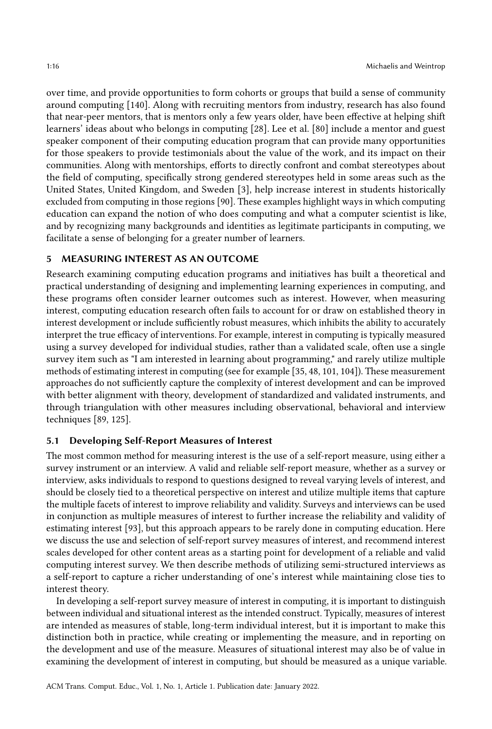over time, and provide opportunities to form cohorts or groups that build a sense of community around computing [140]. Along with recruiting mentors from industry, research has also found that near-peer mentors, that is mentors only a few years older, have been effective at helping shift learners' ideas about who belongs in computing [28]. Lee et al. [80] include a mentor and guest speaker component of their computing education program that can provide many opportunities for those speakers to provide testimonials about the value of the work, and its impact on their communities. Along with mentorships, efforts to directly confront and combat stereotypes about the field of computing, specifically strong gendered stereotypes held in some areas such as the United States, United Kingdom, and Sweden [3], help increase interest in students historically excluded from computing in those regions [90]. These examples highlight ways in which computing education can expand the notion of who does computing and what a computer scientist is like, and by recognizing many backgrounds and identities as legitimate participants in computing, we facilitate a sense of belonging for a greater number of learners.

## 5 MEASURING INTEREST AS AN OUTCOME

Research examining computing education programs and initiatives has built a theoretical and practical understanding of designing and implementing learning experiences in computing, and these programs often consider learner outcomes such as interest. However, when measuring interest, computing education research often fails to account for or draw on established theory in interest development or include sufficiently robust measures, which inhibits the ability to accurately interpret the true efficacy of interventions. For example, interest in computing is typically measured using a survey developed for individual studies, rather than a validated scale, often use a single survey item such as "I am interested in learning about programming," and rarely utilize multiple methods of estimating interest in computing (see for example [35, 48, 101, 104]). These measurement approaches do not sufficiently capture the complexity of interest development and can be improved with better alignment with theory, development of standardized and validated instruments, and through triangulation with other measures including observational, behavioral and interview techniques [89, 125].

### 5.1 Developing Self-Report Measures of Interest

The most common method for measuring interest is the use of a self-report measure, using either a survey instrument or an interview. A valid and reliable self-report measure, whether as a survey or interview, asks individuals to respond to questions designed to reveal varying levels of interest, and should be closely tied to a theoretical perspective on interest and utilize multiple items that capture the multiple facets of interest to improve reliability and validity. Surveys and interviews can be used in conjunction as multiple measures of interest to further increase the reliability and validity of estimating interest [93], but this approach appears to be rarely done in computing education. Here we discuss the use and selection of self-report survey measures of interest, and recommend interest scales developed for other content areas as a starting point for development of a reliable and valid computing interest survey. We then describe methods of utilizing semi-structured interviews as a self-report to capture a richer understanding of one's interest while maintaining close ties to interest theory.

In developing a self-report survey measure of interest in computing, it is important to distinguish between individual and situational interest as the intended construct. Typically, measures of interest are intended as measures of stable, long-term individual interest, but it is important to make this distinction both in practice, while creating or implementing the measure, and in reporting on the development and use of the measure. Measures of situational interest may also be of value in examining the development of interest in computing, but should be measured as a unique variable.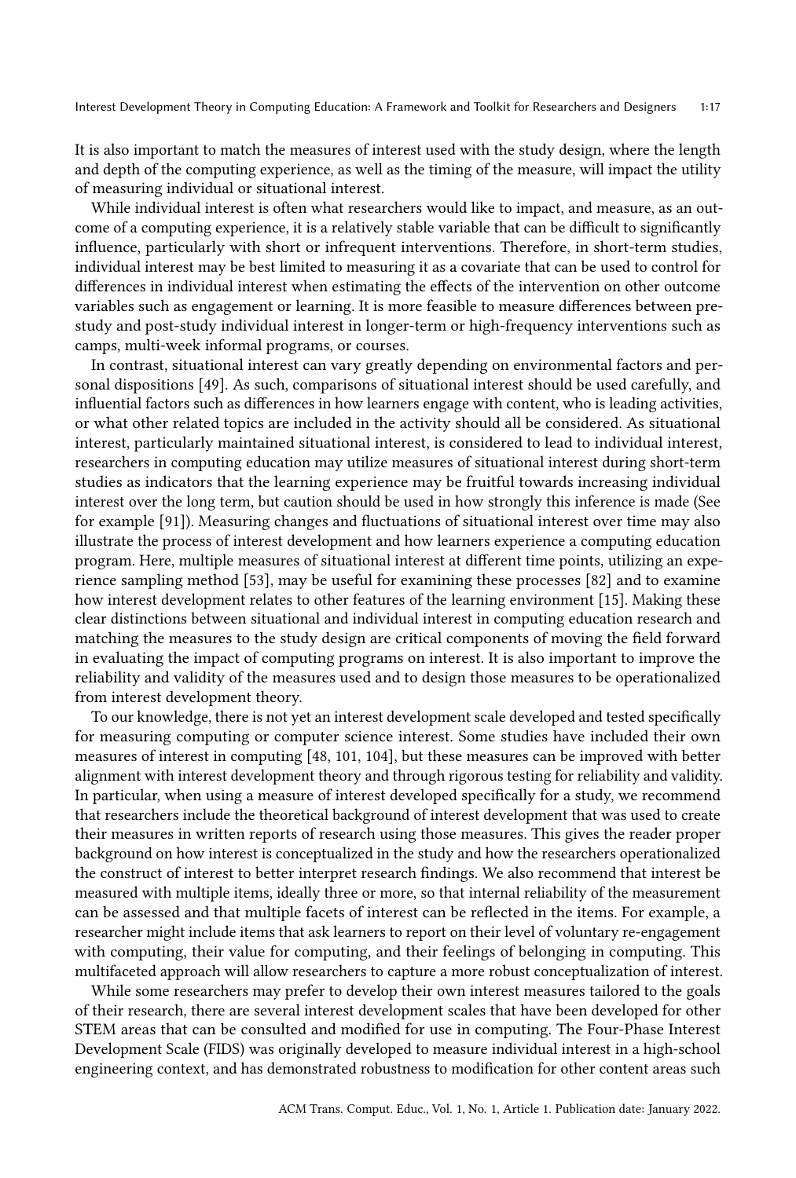It is also important to match the measures of interest used with the study design, where the length and depth of the computing experience, as well as the timing of the measure, will impact the utility of measuring individual or situational interest.

While individual interest is often what researchers would like to impact, and measure, as an outcome of a computing experience, it is a relatively stable variable that can be difficult to significantly influence, particularly with short or infrequent interventions. Therefore, in short-term studies, individual interest may be best limited to measuring it as a covariate that can be used to control for differences in individual interest when estimating the effects of the intervention on other outcome variables such as engagement or learning. It is more feasible to measure differences between pre-study and post-study individual interest in longer-term or high-frequency interventions such as camps, multi-week informal programs, or courses.

In contrast, situational interest can vary greatly depending on environmental factors and personal dispositions [49]. As such, comparisons of situational interest should be used carefully, and influential factors such as differences in how learners engage with content, who is leading activities, or what other related topics are included in the activity should all be considered. As situational interest, particularly maintained situational interest, is considered to lead to individual interest, researchers in computing education may utilize measures of situational interest during short-term studies as indicators that the learning experience may be fruitful towards increasing individual interest over the long term, but caution should be used in how strongly this inference is made (See for example [91]). Measuring changes and fluctuations of situational interest over time may also illustrate the process of interest development and how learners experience a computing education program. Here, multiple measures of situational interest at different time points, utilizing an experience sampling method [53], may be useful for examining these processes [82] and to examine how interest development relates to other features of the learning environment [15]. Making these clear distinctions between situational and individual interest in computing education research and matching the measures to the study design are critical components of moving the field forward in evaluating the impact of computing programs on interest. It is also important to improve the reliability and validity of the measures used and to design those measures to be operationalized from interest development theory.

To our knowledge, there is not yet an interest development scale developed and tested specifically for measuring computing or computer science interest. Some studies have included their own measures of interest in computing [48, 101, 104], but these measures can be improved with better alignment with interest development theory and through rigorous testing for reliability and validity. In particular, when using a measure of interest developed specifically for a study, we recommend that researchers include the theoretical background of interest development that was used to create their measures in written reports of research using those measures. This gives the reader proper background on how interest is conceptualized in the study and how the researchers operationalized the construct of interest to better interpret research findings. We also recommend that interest be measured with multiple items, ideally three or more, so that internal reliability of the measurement can be assessed and that multiple facets of interest can be reflected in the items. For example, a researcher might include items that ask learners to report on their level of voluntary re-engagement with computing, their value for computing, and their feelings of belonging in computing. This multifaceted approach will allow researchers to capture a more robust conceptualization of interest.

While some researchers may prefer to develop their own interest measures tailored to the goals of their research, there are several interest development scales that have been developed for other STEM areas that can be consulted and modified for use in computing. The Four-Phase Interest Development Scale (FIDS) was originally developed to measure individual interest in a high-school engineering context, and has demonstrated robustness to modification for other content areas such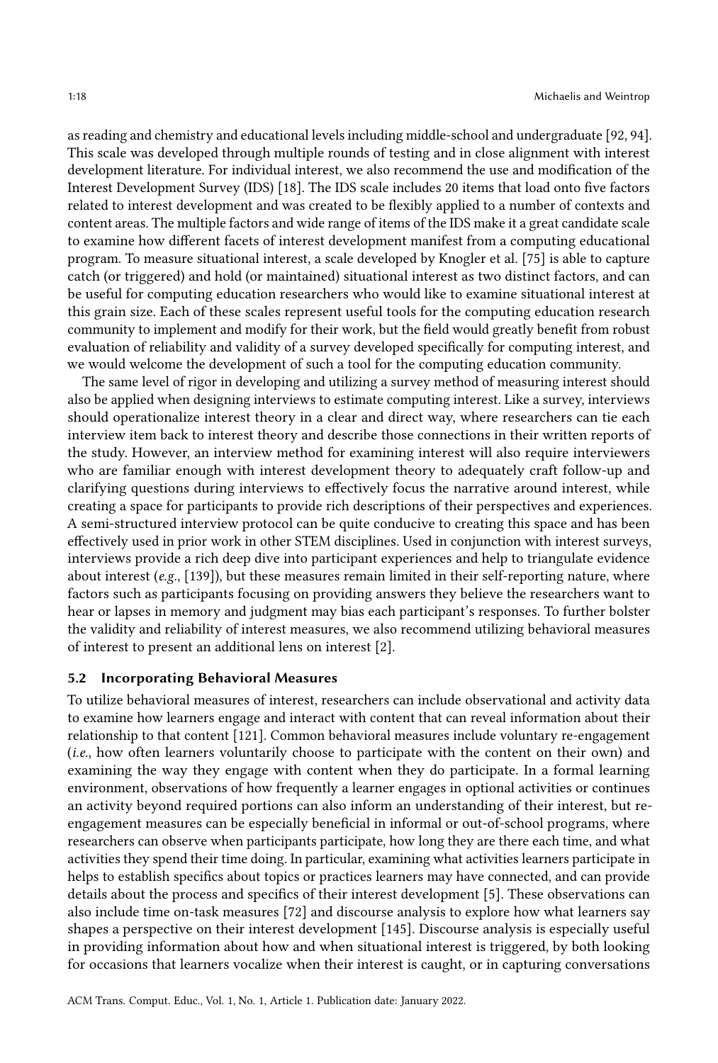as reading and chemistry and educational levels including middle-school and undergraduate [92, 94]. This scale was developed through multiple rounds of testing and in close alignment with interest development literature. For individual interest, we also recommend the use and modification of the Interest Development Survey (IDS) [18]. The IDS scale includes 20 items that load onto five factors related to interest development and was created to be flexibly applied to a number of contexts and content areas. The multiple factors and wide range of items of the IDS make it a great candidate scale to examine how different facets of interest development manifest from a computing educational program. To measure situational interest, a scale developed by Knogler et al. [75] is able to capture catch (or triggered) and hold (or maintained) situational interest as two distinct factors, and can be useful for computing education researchers who would like to examine situational interest at this grain size. Each of these scales represent useful tools for the computing education research community to implement and modify for their work, but the field would greatly benefit from robust evaluation of reliability and validity of a survey developed specifically for computing interest, and we would welcome the development of such a tool for the computing education community.

The same level of rigor in developing and utilizing a survey method of measuring interest should also be applied when designing interviews to estimate computing interest. Like a survey, interviews should operationalize interest theory in a clear and direct way, where researchers can tie each interview item back to interest theory and describe those connections in their written reports of the study. However, an interview method for examining interest will also require interviewers who are familiar enough with interest development theory to adequately craft follow-up and clarifying questions during interviews to effectively focus the narrative around interest, while creating a space for participants to provide rich descriptions of their perspectives and experiences. A semi-structured interview protocol can be quite conducive to creating this space and has been effectively used in prior work in other STEM disciplines. Used in conjunction with interest surveys, interviews provide a rich deep dive into participant experiences and help to triangulate evidence about interest (*e.g.*, [139]), but these measures remain limited in their self-reporting nature, where factors such as participants focusing on providing answers they believe the researchers want to hear or lapses in memory and judgment may bias each participant's responses. To further bolster the validity and reliability of interest measures, we also recommend utilizing behavioral measures of interest to present an additional lens on interest [2].

### 5.2 Incorporating Behavioral Measures

To utilize behavioral measures of interest, researchers can include observational and activity data to examine how learners engage and interact with content that can reveal information about their relationship to that content [121]. Common behavioral measures include voluntary re-engagement (*i.e.*, how often learners voluntarily choose to participate with the content on their own) and examining the way they engage with content when they do participate. In a formal learning environment, observations of how frequently a learner engages in optional activities or continues an activity beyond required portions can also inform an understanding of their interest, but re-engagement measures can be especially beneficial in informal or out-of-school programs, where researchers can observe when participants participate, how long they are there each time, and what activities they spend their time doing. In particular, examining what activities learners participate in helps to establish specifics about topics or practices learners may have connected, and can provide details about the process and specifics of their interest development [5]. These observations can also include time on-task measures [72] and discourse analysis to explore how what learners say shapes a perspective on their interest development [145]. Discourse analysis is especially useful in providing information about how and when situational interest is triggered, by both looking for occasions that learners vocalize when their interest is caught, or in capturing conversations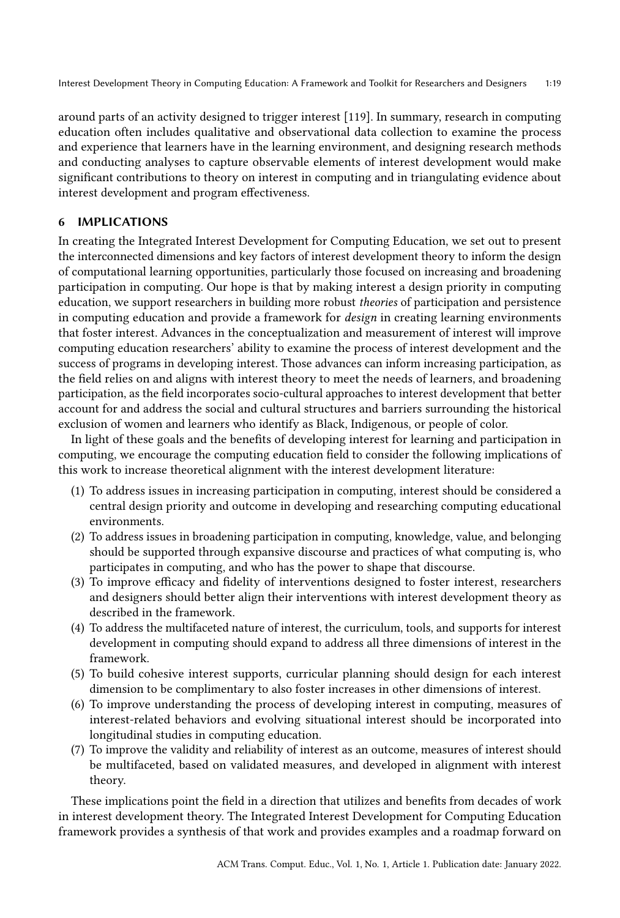around parts of an activity designed to trigger interest [119]. In summary, research in computing education often includes qualitative and observational data collection to examine the process and experience that learners have in the learning environment, and designing research methods and conducting analyses to capture observable elements of interest development would make significant contributions to theory on interest in computing and in triangulating evidence about interest development and program effectiveness.

## 6 IMPLICATIONS

In creating the Integrated Interest Development for Computing Education, we set out to present the interconnected dimensions and key factors of interest development theory to inform the design of computational learning opportunities, particularly those focused on increasing and broadening participation in computing. Our hope is that by making interest a design priority in computing education, we support researchers in building more robust *theories* of participation and persistence in computing education and provide a framework for *design* in creating learning environments that foster interest. Advances in the conceptualization and measurement of interest will improve computing education researchers' ability to examine the process of interest development and the success of programs in developing interest. Those advances can inform increasing participation, as the field relies on and aligns with interest theory to meet the needs of learners, and broadening participation, as the field incorporates socio-cultural approaches to interest development that better account for and address the social and cultural structures and barriers surrounding the historical exclusion of women and learners who identify as Black, Indigenous, or people of color.

In light of these goals and the benefits of developing interest for learning and participation in computing, we encourage the computing education field to consider the following implications of this work to increase theoretical alignment with the interest development literature:

(1) To address issues in increasing participation in computing, interest should be considered a central design priority and outcome in developing and researching computing educational environments.
(2) To address issues in broadening participation in computing, knowledge, value, and belonging should be supported through expansive discourse and practices of what computing is, who participates in computing, and who has the power to shape that discourse.
(3) To improve efficacy and fidelity of interventions designed to foster interest, researchers and designers should better align their interventions with interest development theory as described in the framework.
(4) To address the multifaceted nature of interest, the curriculum, tools, and supports for interest development in computing should expand to address all three dimensions of interest in the framework.
(5) To build cohesive interest supports, curricular planning should design for each interest dimension to be complimentary to also foster increases in other dimensions of interest.
(6) To improve understanding the process of developing interest in computing, measures of interest-related behaviors and evolving situational interest should be incorporated into longitudinal studies in computing education.
(7) To improve the validity and reliability of interest as an outcome, measures of interest should be multifaceted, based on validated measures, and developed in alignment with interest theory.

These implications point the field in a direction that utilizes and benefits from decades of work in interest development theory. The Integrated Interest Development for Computing Education framework provides a synthesis of that work and provides examples and a roadmap forward on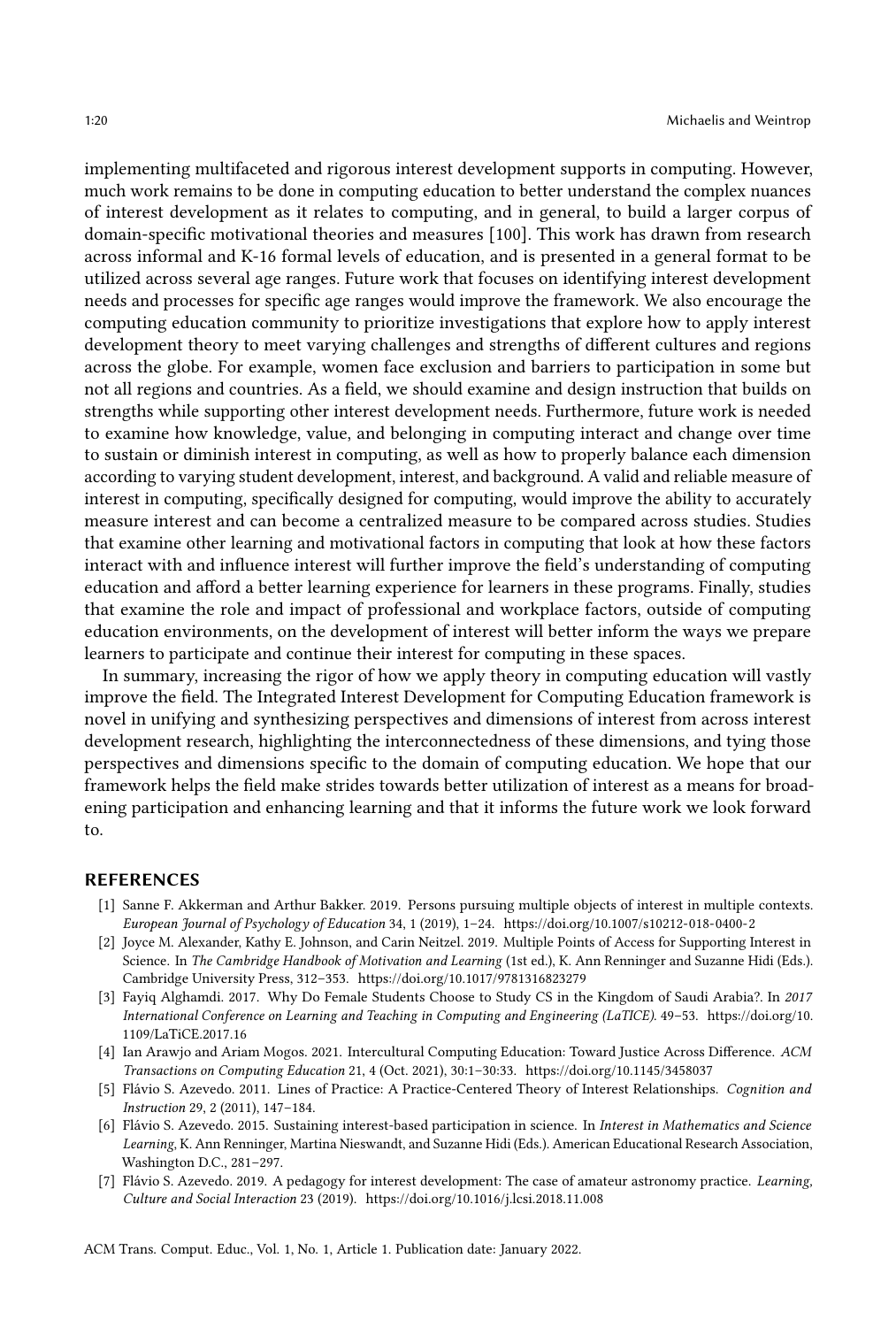implementing multifaceted and rigorous interest development supports in computing. However, much work remains to be done in computing education to better understand the complex nuances of interest development as it relates to computing, and in general, to build a larger corpus of domain-specific motivational theories and measures [100]. This work has drawn from research across informal and K-16 formal levels of education, and is presented in a general format to be utilized across several age ranges. Future work that focuses on identifying interest development needs and processes for specific age ranges would improve the framework. We also encourage the computing education community to prioritize investigations that explore how to apply interest development theory to meet varying challenges and strengths of different cultures and regions across the globe. For example, women face exclusion and barriers to participation in some but not all regions and countries. As a field, we should examine and design instruction that builds on strengths while supporting other interest development needs. Furthermore, future work is needed to examine how knowledge, value, and belonging in computing interact and change over time to sustain or diminish interest in computing, as well as how to properly balance each dimension according to varying student development, interest, and background. A valid and reliable measure of interest in computing, specifically designed for computing, would improve the ability to accurately measure interest and can become a centralized measure to be compared across studies. Studies that examine other learning and motivational factors in computing that look at how these factors interact with and influence interest will further improve the field's understanding of computing education and afford a better learning experience for learners in these programs. Finally, studies that examine the role and impact of professional and workplace factors, outside of computing education environments, on the development of interest will better inform the ways we prepare learners to participate and continue their interest for computing in these spaces.

In summary, increasing the rigor of how we apply theory in computing education will vastly improve the field. The Integrated Interest Development for Computing Education framework is novel in unifying and synthesizing perspectives and dimensions of interest from across interest development research, highlighting the interconnectedness of these dimensions, and tying those perspectives and dimensions specific to the domain of computing education. We hope that our framework helps the field make strides towards better utilization of interest as a means for broadening participation and enhancing learning and that it informs the future work we look forward to.

## REFERENCES

- [1] Sanne F. Akkerman and Arthur Bakker. 2019. Persons pursuing multiple objects of interest in multiple contexts. *European Journal of Psychology of Education* 34, 1 (2019), 1–24. https://doi.org/10.1007/s10212-018-0400-2
- [2] Joyce M. Alexander, Kathy E. Johnson, and Carin Neitzel. 2019. Multiple Points of Access for Supporting Interest in Science. In *The Cambridge Handbook of Motivation and Learning* (1st ed.), K. Ann Renninger and Suzanne Hidi (Eds.). Cambridge University Press, 312–353. https://doi.org/10.1017/9781316823279
- [3] Fayiq Alghamdi. 2017. Why Do Female Students Choose to Study CS in the Kingdom of Saudi Arabia?. In *2017 International Conference on Learning and Teaching in Computing and Engineering (LaTICE)*. 49–53. https://doi.org/10.1109/LaTiCE.2017.16
- [4] Ian Arawjo and Ariam Mogos. 2021. Intercultural Computing Education: Toward Justice Across Difference. *ACM Transactions on Computing Education* 21, 4 (Oct. 2021), 30:1–30:33. https://doi.org/10.1145/3458037
- [5] Flávio S. Azevedo. 2011. Lines of Practice: A Practice-Centered Theory of Interest Relationships. *Cognition and Instruction* 29, 2 (2011), 147–184.
- [6] Flávio S. Azevedo. 2015. Sustaining interest-based participation in science. In *Interest in Mathematics and Science Learning*, K. Ann Renninger, Martina Nieswandt, and Suzanne Hidi (Eds.). American Educational Research Association, Washington D.C., 281–297.
- [7] Flávio S. Azevedo. 2019. A pedagogy for interest development: The case of amateur astronomy practice. *Learning, Culture and Social Interaction* 23 (2019). https://doi.org/10.1016/j.lcsi.2018.11.008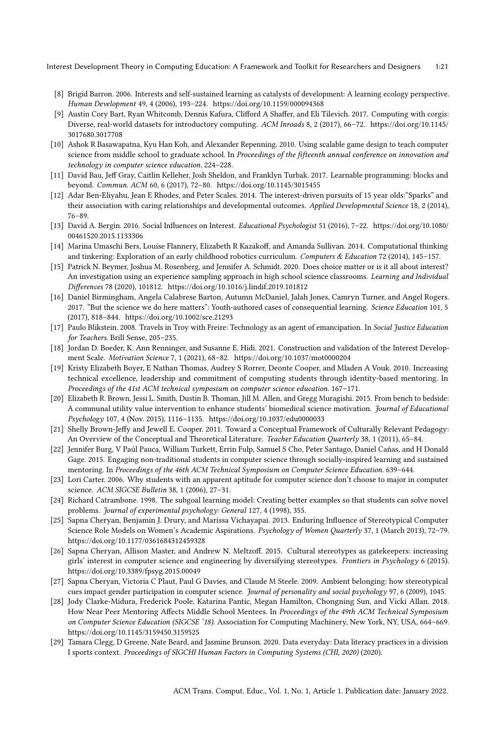[8] Brigid Barron. 2006. Interests and self-sustained learning as catalysts of development: A learning ecology perspective. *Human Development* 49, 4 (2006), 193–224. https://doi.org/10.1159/000094368

[9] Austin Cory Bart, Ryan Whitcomb, Dennis Kafura, Clifford A Shaffer, and Eli Tilevich. 2017. Computing with corgis: Diverse, real-world datasets for introductory computing. *ACM Inroads* 8, 2 (2017), 66–72. https://doi.org/10.1145/3017680.3017708

[10] Ashok R Basawapatna, Kyu Han Koh, and Alexander Repenning. 2010. Using scalable game design to teach computer science from middle school to graduate school. In *Proceedings of the fifteenth annual conference on innovation and technology in computer science education*. 224–228.

[11] David Bau, Jeff Gray, Caitlin Kelleher, Josh Sheldon, and Franklyn Turbak. 2017. Learnable programming: blocks and beyond. *Commun. ACM* 60, 6 (2017), 72–80. https://doi.org/10.1145/3015455

[12] Adar Ben-Eliyahu, Jean E Rhodes, and Peter Scales. 2014. The interest-driven pursuits of 15 year olds:"Sparks" and their association with caring relationships and developmental outcomes. *Applied Developmental Science* 18, 2 (2014), 76–89.

[13] David A. Bergin. 2016. Social Influences on Interest. *Educational Psychologist* 51 (2016), 7–22. https://doi.org/10.1080/00461520.2015.1133306

[14] Marina Umaschi Bers, Louise Flannery, Elizabeth R Kazakoff, and Amanda Sullivan. 2014. Computational thinking and tinkering: Exploration of an early childhood robotics curriculum. *Computers & Education* 72 (2014), 145–157.

[15] Patrick N. Beymer, Joshua M. Rosenberg, and Jennifer A. Schmidt. 2020. Does choice matter or is it all about interest? An investigation using an experience sampling approach in high school science classrooms. *Learning and Individual Differences* 78 (2020), 101812. https://doi.org/10.1016/j.lindif.2019.101812

[16] Daniel Birmingham, Angela Calabrese Barton, Autumn McDaniel, Jalah Jones, Camryn Turner, and Angel Rogers. 2017. "But the science we do here matters": Youth-authored cases of consequential learning. *Science Education* 101, 5 (2017), 818–844. https://doi.org/10.1002/sce.21293

[17] Paulo Blikstein. 2008. Travels in Troy with Freire: Technology as an agent of emancipation. In *Social Justice Education for Teachers*. Brill Sense, 205–235.

[18] Jordan D. Boeder, K. Ann Renninger, and Susanne E. Hidi. 2021. Construction and validation of the Interest Development Scale. *Motivation Science* 7, 1 (2021), 68–82. https://doi.org/10.1037/mot0000204

[19] Kristy Elizabeth Boyer, E Nathan Thomas, Audrey S Rorrer, Deonte Cooper, and Mladen A Vouk. 2010. Increasing technical excellence, leadership and commitment of computing students through identity-based mentoring. In *Proceedings of the 41st ACM technical symposium on computer science education*. 167–171.

[20] Elizabeth R. Brown, Jessi L. Smith, Dustin B. Thoman, Jill M. Allen, and Gregg Muragishi. 2015. From bench to bedside: A communal utility value intervention to enhance students' biomedical science motivation. *Journal of Educational Psychology* 107, 4 (Nov. 2015), 1116–1135. https://doi.org/10.1037/edu0000033

[21] Shelly Brown-Jeffy and Jewell E. Cooper. 2011. Toward a Conceptual Framework of Culturally Relevant Pedagogy: An Overview of the Conceptual and Theoretical Literature. *Teacher Education Quarterly* 38, 1 (2011), 65–84.

[22] Jennifer Burg, V Paúl Pauca, William Turkett, Errin Fulp, Samuel S Cho, Peter Santago, Daniel Cañas, and H Donald Gage. 2015. Engaging non-traditional students in computer science through socially-inspired learning and sustained mentoring. In *Proceedings of the 46th ACM Technical Symposium on Computer Science Education*. 639–644.

[23] Lori Carter. 2006. Why students with an apparent aptitude for computer science don't choose to major in computer science. *ACM SIGCSE Bulletin* 38, 1 (2006), 27–31.

[24] Richard Catrambone. 1998. The subgoal learning model: Creating better examples so that students can solve novel problems. *Journal of experimental psychology: General* 127, 4 (1998), 355.

[25] Sapna Cheryan, Benjamin J. Drury, and Marissa Vichayapai. 2013. Enduring Influence of Stereotypical Computer Science Role Models on Women's Academic Aspirations. *Psychology of Women Quarterly* 37, 1 (March 2013), 72–79. https://doi.org/10.1177/0361684312459328

[26] Sapna Cheryan, Allison Master, and Andrew N. Meltzoff. 2015. Cultural stereotypes as gatekeepers: increasing girls' interest in computer science and engineering by diversifying stereotypes. *Frontiers in Psychology* 6 (2015). https://doi.org/10.3389/fpsyg.2015.00049

[27] Sapna Cheryan, Victoria C Plaut, Paul G Davies, and Claude M Steele. 2009. Ambient belonging: how stereotypical cues impact gender participation in computer science. *Journal of personality and social psychology* 97, 6 (2009), 1045.

[28] Jody Clarke-Midura, Frederick Poole, Katarina Pantic, Megan Hamilton, Chongning Sun, and Vicki Allan. 2018. How Near Peer Mentoring Affects Middle School Mentees. In *Proceedings of the 49th ACM Technical Symposium on Computer Science Education (SIGCSE '18)*. Association for Computing Machinery, New York, NY, USA, 664–669. https://doi.org/10.1145/3159450.3159525

[29] Tamara Clegg, D Greene, Nate Beard, and Jasmine Brunson. 2020. Data everyday: Data literacy practices in a division I sports context. *Proceedings of SIGCHI Human Factors in Computing Systems (CHI, 2020)* (2020).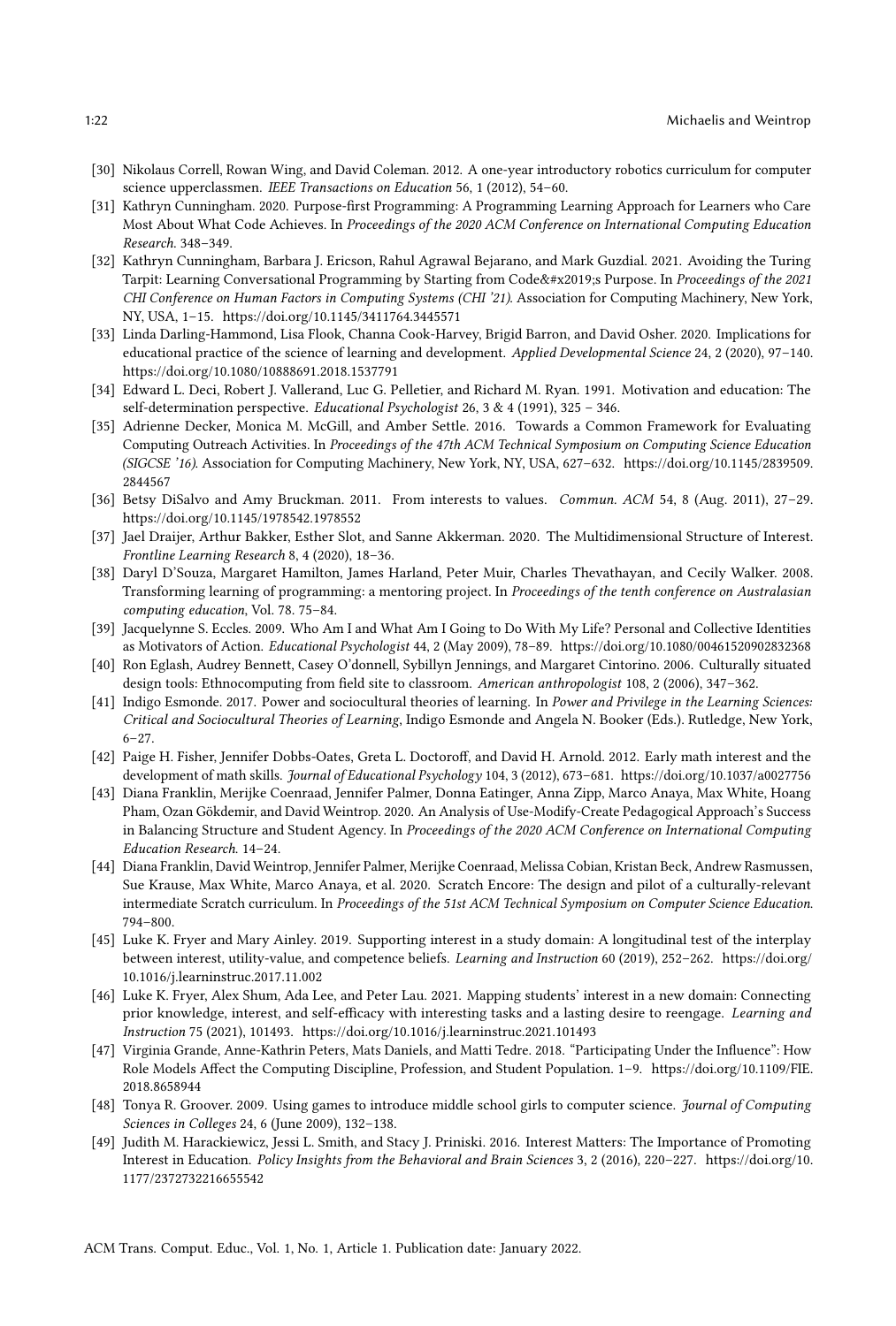[30] Nikolaus Correll, Rowan Wing, and David Coleman. 2012. A one-year introductory robotics curriculum for computer science upperclassmen. *IEEE Transactions on Education* 56, 1 (2012), 54–60.

[31] Kathryn Cunningham. 2020. Purpose-first Programming: A Programming Learning Approach for Learners who Care Most About What Code Achieves. In *Proceedings of the 2020 ACM Conference on International Computing Education Research*. 348–349.

[32] Kathryn Cunningham, Barbara J. Ericson, Rahul Agrawal Bejarano, and Mark Guzdial. 2021. Avoiding the Turing Tarpit: Learning Conversational Programming by Starting from Code&#x2019;s Purpose. In *Proceedings of the 2021 CHI Conference on Human Factors in Computing Systems (CHI '21)*. Association for Computing Machinery, New York, NY, USA, 1–15. https://doi.org/10.1145/3411764.3445571

[33] Linda Darling-Hammond, Lisa Flook, Channa Cook-Harvey, Brigid Barron, and David Osher. 2020. Implications for educational practice of the science of learning and development. *Applied Developmental Science* 24, 2 (2020), 97–140. https://doi.org/10.1080/10888691.2018.1537791

[34] Edward L. Deci, Robert J. Vallerand, Luc G. Pelletier, and Richard M. Ryan. 1991. Motivation and education: The self-determination perspective. *Educational Psychologist* 26, 3 & 4 (1991), 325 – 346.

[35] Adrienne Decker, Monica M. McGill, and Amber Settle. 2016. Towards a Common Framework for Evaluating Computing Outreach Activities. In *Proceedings of the 47th ACM Technical Symposium on Computing Science Education (SIGCSE '16)*. Association for Computing Machinery, New York, NY, USA, 627–632. https://doi.org/10.1145/2839509.2844567

[36] Betsy DiSalvo and Amy Bruckman. 2011. From interests to values. *Commun. ACM* 54, 8 (Aug. 2011), 27–29. https://doi.org/10.1145/1978542.1978552

[37] Jael Draijer, Arthur Bakker, Esther Slot, and Sanne Akkerman. 2020. The Multidimensional Structure of Interest. *Frontline Learning Research* 8, 4 (2020), 18–36.

[38] Daryl D'Souza, Margaret Hamilton, James Harland, Peter Muir, Charles Thevathayan, and Cecily Walker. 2008. Transforming learning of programming: a mentoring project. In *Proceedings of the tenth conference on Australasian computing education*, Vol. 78. 75–84.

[39] Jacquelynne S. Eccles. 2009. Who Am I and What Am I Going to Do With My Life? Personal and Collective Identities as Motivators of Action. *Educational Psychologist* 44, 2 (May 2009), 78–89. https://doi.org/10.1080/00461520902832368

[40] Ron Eglash, Audrey Bennett, Casey O'donnell, Sybillyn Jennings, and Margaret Cintorino. 2006. Culturally situated design tools: Ethnocomputing from field site to classroom. *American anthropologist* 108, 2 (2006), 347–362.

[41] Indigo Esmonde. 2017. Power and sociocultural theories of learning. In *Power and Privilege in the Learning Sciences: Critical and Sociocultural Theories of Learning*, Indigo Esmonde and Angela N. Booker (Eds.). Rutledge, New York, 6–27.

[42] Paige H. Fisher, Jennifer Dobbs-Oates, Greta L. Doctoroff, and David H. Arnold. 2012. Early math interest and the development of math skills. *Journal of Educational Psychology* 104, 3 (2012), 673–681. https://doi.org/10.1037/a0027756

[43] Diana Franklin, Merijke Coenraad, Jennifer Palmer, Donna Eatinger, Anna Zipp, Marco Anaya, Max White, Hoang Pham, Ozan Gökdemir, and David Weintrop. 2020. An Analysis of Use-Modify-Create Pedagogical Approach's Success in Balancing Structure and Student Agency. In *Proceedings of the 2020 ACM Conference on International Computing Education Research*. 14–24.

[44] Diana Franklin, David Weintrop, Jennifer Palmer, Merijke Coenraad, Melissa Cobian, Kristan Beck, Andrew Rasmussen, Sue Krause, Max White, Marco Anaya, et al. 2020. Scratch Encore: The design and pilot of a culturally-relevant intermediate Scratch curriculum. In *Proceedings of the 51st ACM Technical Symposium on Computer Science Education*. 794–800.

[45] Luke K. Fryer and Mary Ainley. 2019. Supporting interest in a study domain: A longitudinal test of the interplay between interest, utility-value, and competence beliefs. *Learning and Instruction* 60 (2019), 252–262. https://doi.org/10.1016/j.learninstruc.2017.11.002

[46] Luke K. Fryer, Alex Shum, Ada Lee, and Peter Lau. 2021. Mapping students' interest in a new domain: Connecting prior knowledge, interest, and self-efficacy with interesting tasks and a lasting desire to reengage. *Learning and Instruction* 75 (2021), 101493. https://doi.org/10.1016/j.learninstruc.2021.101493

[47] Virginia Grande, Anne-Kathrin Peters, Mats Daniels, and Matti Tedre. 2018. "Participating Under the Influence": How Role Models Affect the Computing Discipline, Profession, and Student Population. 1–9. https://doi.org/10.1109/FIE.2018.8658944

[48] Tonya R. Groover. 2009. Using games to introduce middle school girls to computer science. *Journal of Computing Sciences in Colleges* 24, 6 (June 2009), 132–138.

[49] Judith M. Harackiewicz, Jessi L. Smith, and Stacy J. Priniski. 2016. Interest Matters: The Importance of Promoting Interest in Education. *Policy Insights from the Behavioral and Brain Sciences* 3, 2 (2016), 220–227. https://doi.org/10.1177/2372732216655542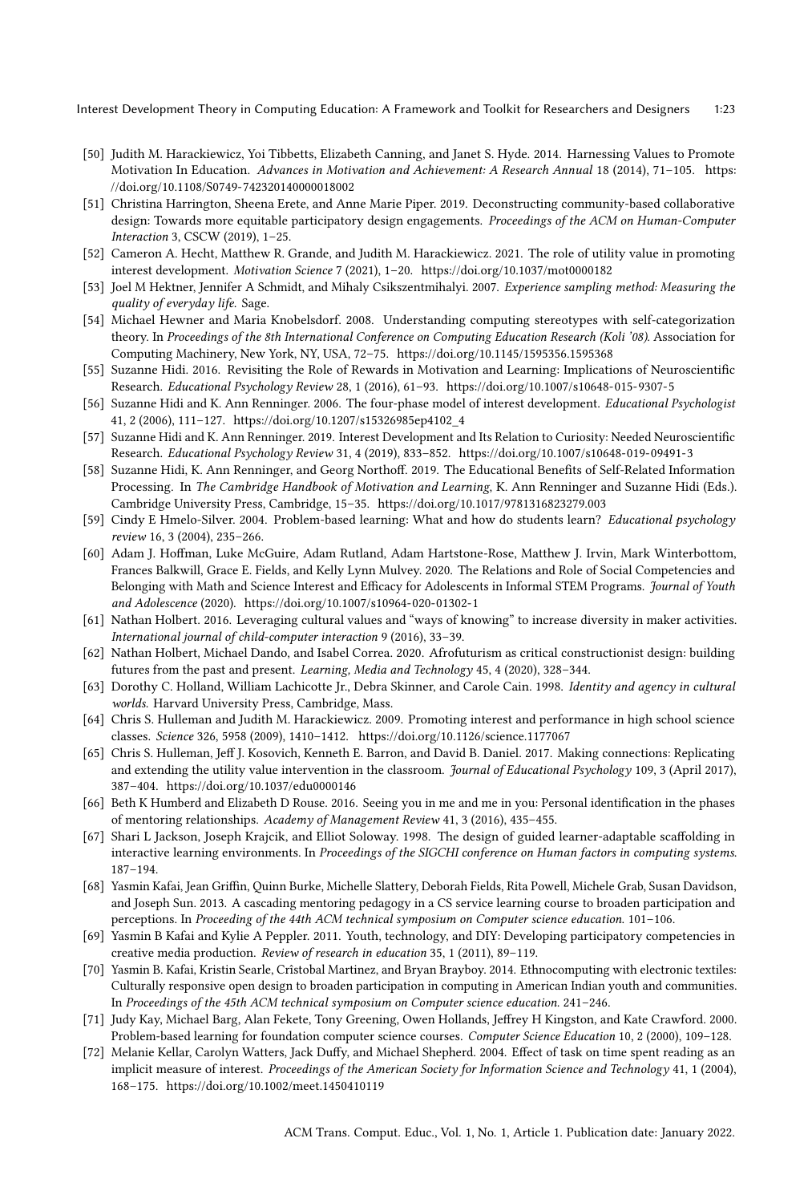[50] Judith M. Harackiewicz, Yoi Tibbetts, Elizabeth Canning, and Janet S. Hyde. 2014. Harnessing Values to Promote Motivation In Education. *Advances in Motivation and Achievement: A Research Annual* 18 (2014), 71–105. https://doi.org/10.1108/S0749-742320140000018002

[51] Christina Harrington, Sheena Erete, and Anne Marie Piper. 2019. Deconstructing community-based collaborative design: Towards more equitable participatory design engagements. *Proceedings of the ACM on Human-Computer Interaction* 3, CSCW (2019), 1–25.

[52] Cameron A. Hecht, Matthew R. Grande, and Judith M. Harackiewicz. 2021. The role of utility value in promoting interest development. *Motivation Science* 7 (2021), 1–20. https://doi.org/10.1037/mot0000182

[53] Joel M Hektner, Jennifer A Schmidt, and Mihaly Csikszentmihalyi. 2007. *Experience sampling method: Measuring the quality of everyday life*. Sage.

[54] Michael Hewner and Maria Knobelsdorf. 2008. Understanding computing stereotypes with self-categorization theory. In *Proceedings of the 8th International Conference on Computing Education Research (Koli '08)*. Association for Computing Machinery, New York, NY, USA, 72–75. https://doi.org/10.1145/1595356.1595368

[55] Suzanne Hidi. 2016. Revisiting the Role of Rewards in Motivation and Learning: Implications of Neuroscientific Research. *Educational Psychology Review* 28, 1 (2016), 61–93. https://doi.org/10.1007/s10648-015-9307-5

[56] Suzanne Hidi and K. Ann Renninger. 2006. The four-phase model of interest development. *Educational Psychologist* 41, 2 (2006), 111–127. https://doi.org/10.1207/s15326985ep4102_4

[57] Suzanne Hidi and K. Ann Renninger. 2019. Interest Development and Its Relation to Curiosity: Needed Neuroscientific Research. *Educational Psychology Review* 31, 4 (2019), 833–852. https://doi.org/10.1007/s10648-019-09491-3

[58] Suzanne Hidi, K. Ann Renninger, and Georg Northoff. 2019. The Educational Benefits of Self-Related Information Processing. In *The Cambridge Handbook of Motivation and Learning*, K. Ann Renninger and Suzanne Hidi (Eds.). Cambridge University Press, Cambridge, 15–35. https://doi.org/10.1017/9781316823279.003

[59] Cindy E Hmelo-Silver. 2004. Problem-based learning: What and how do students learn? *Educational psychology review* 16, 3 (2004), 235–266.

[60] Adam J. Hoffman, Luke McGuire, Adam Rutland, Adam Hartstone-Rose, Matthew J. Irvin, Mark Winterbottom, Frances Balkwill, Grace E. Fields, and Kelly Lynn Mulvey. 2020. The Relations and Role of Social Competencies and Belonging with Math and Science Interest and Efficacy for Adolescents in Informal STEM Programs. *Journal of Youth and Adolescence* (2020). https://doi.org/10.1007/s10964-020-01302-1

[61] Nathan Holbert. 2016. Leveraging cultural values and "ways of knowing" to increase diversity in maker activities. *International journal of child-computer interaction* 9 (2016), 33–39.

[62] Nathan Holbert, Michael Dando, and Isabel Correa. 2020. Afrofuturism as critical constructionist design: building futures from the past and present. *Learning, Media and Technology* 45, 4 (2020), 328–344.

[63] Dorothy C. Holland, William Lachicotte Jr., Debra Skinner, and Carole Cain. 1998. *Identity and agency in cultural worlds*. Harvard University Press, Cambridge, Mass.

[64] Chris S. Hulleman and Judith M. Harackiewicz. 2009. Promoting interest and performance in high school science classes. *Science* 326, 5958 (2009), 1410–1412. https://doi.org/10.1126/science.1177067

[65] Chris S. Hulleman, Jeff J. Kosovich, Kenneth E. Barron, and David B. Daniel. 2017. Making connections: Replicating and extending the utility value intervention in the classroom. *Journal of Educational Psychology* 109, 3 (April 2017), 387–404. https://doi.org/10.1037/edu0000146

[66] Beth K Humberd and Elizabeth D Rouse. 2016. Seeing you in me and me in you: Personal identification in the phases of mentoring relationships. *Academy of Management Review* 41, 3 (2016), 435–455.

[67] Shari L Jackson, Joseph Krajcik, and Elliot Soloway. 1998. The design of guided learner-adaptable scaffolding in interactive learning environments. In *Proceedings of the SIGCHI conference on Human factors in computing systems*. 187–194.

[68] Yasmin Kafai, Jean Griffin, Quinn Burke, Michelle Slattery, Deborah Fields, Rita Powell, Michele Grab, Susan Davidson, and Joseph Sun. 2013. A cascading mentoring pedagogy in a CS service learning course to broaden participation and perceptions. In *Proceeding of the 44th ACM technical symposium on Computer science education*. 101–106.

[69] Yasmin B Kafai and Kylie A Peppler. 2011. Youth, technology, and DIY: Developing participatory competencies in creative media production. *Review of research in education* 35, 1 (2011), 89–119.

[70] Yasmin B. Kafai, Kristin Searle, Crîstobal Martinez, and Bryan Brayboy. 2014. Ethnocomputing with electronic textiles: Culturally responsive open design to broaden participation in computing in American Indian youth and communities. In *Proceedings of the 45th ACM technical symposium on Computer science education*. 241–246.

[71] Judy Kay, Michael Barg, Alan Fekete, Tony Greening, Owen Hollands, Jeffrey H Kingston, and Kate Crawford. 2000. Problem-based learning for foundation computer science courses. *Computer Science Education* 10, 2 (2000), 109–128.

[72] Melanie Kellar, Carolyn Watters, Jack Duffy, and Michael Shepherd. 2004. Effect of task on time spent reading as an implicit measure of interest. *Proceedings of the American Society for Information Science and Technology* 41, 1 (2004), 168–175. https://doi.org/10.1002/meet.1450410119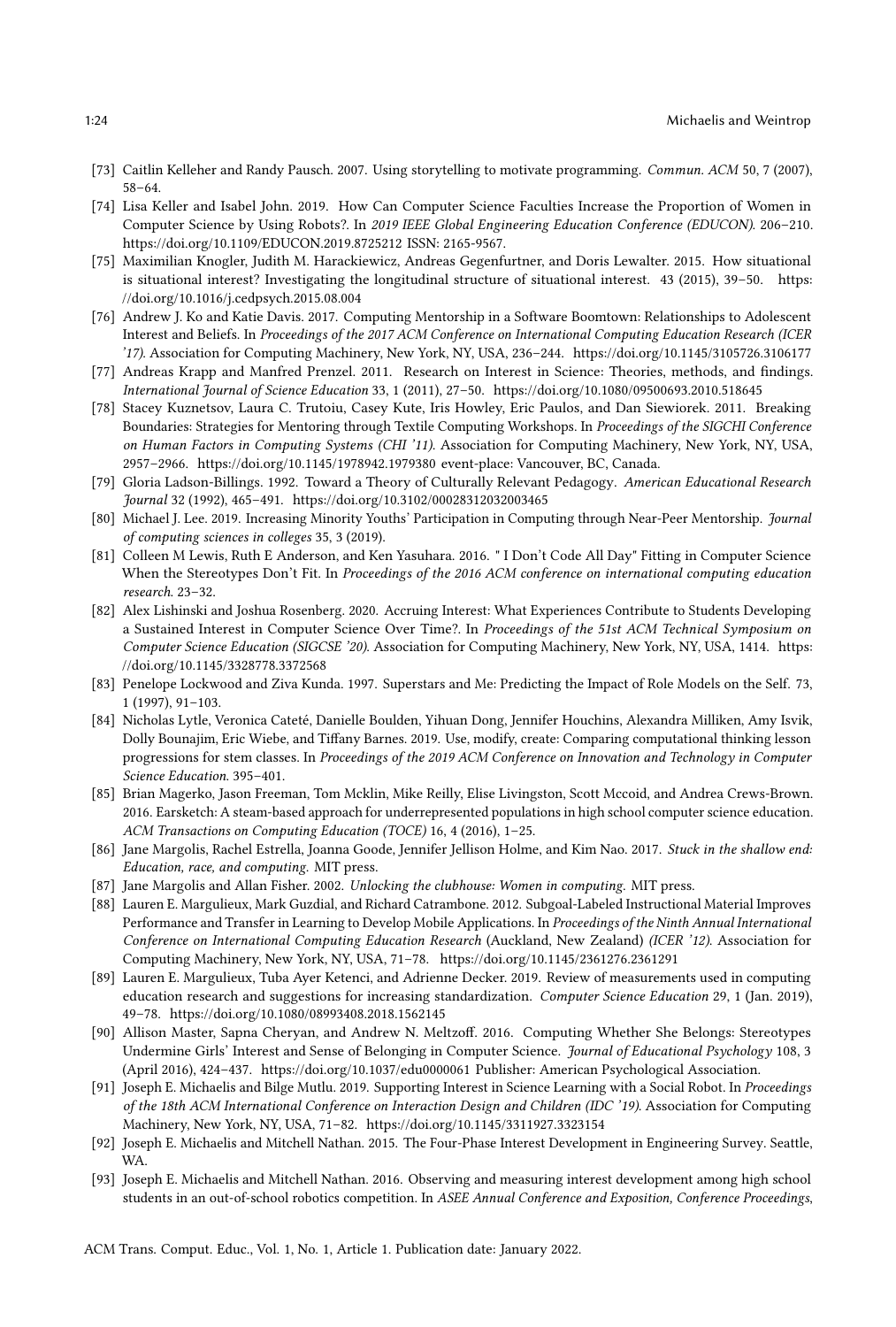[73] Caitlin Kelleher and Randy Pausch. 2007. Using storytelling to motivate programming. *Commun. ACM* 50, 7 (2007), 58–64.

[74] Lisa Keller and Isabel John. 2019. How Can Computer Science Faculties Increase the Proportion of Women in Computer Science by Using Robots?. In *2019 IEEE Global Engineering Education Conference (EDUCON)*. 206–210. https://doi.org/10.1109/EDUCON.2019.8725212 ISSN: 2165-9567.

[75] Maximilian Knogler, Judith M. Harackiewicz, Andreas Gegenfurtner, and Doris Lewalter. 2015. How situational is situational interest? Investigating the longitudinal structure of situational interest. 43 (2015), 39–50. https://doi.org/10.1016/j.cedpsych.2015.08.004

[76] Andrew J. Ko and Katie Davis. 2017. Computing Mentorship in a Software Boomtown: Relationships to Adolescent Interest and Beliefs. In *Proceedings of the 2017 ACM Conference on International Computing Education Research (ICER '17)*. Association for Computing Machinery, New York, NY, USA, 236–244. https://doi.org/10.1145/3105726.3106177

[77] Andreas Krapp and Manfred Prenzel. 2011. Research on Interest in Science: Theories, methods, and findings. *International Journal of Science Education* 33, 1 (2011), 27–50. https://doi.org/10.1080/09500693.2010.518645

[78] Stacey Kuznetsov, Laura C. Trutoiu, Casey Kute, Iris Howley, Eric Paulos, and Dan Siewiorek. 2011. Breaking Boundaries: Strategies for Mentoring through Textile Computing Workshops. In *Proceedings of the SIGCHI Conference on Human Factors in Computing Systems (CHI '11)*. Association for Computing Machinery, New York, NY, USA, 2957–2966. https://doi.org/10.1145/1978942.1979380 event-place: Vancouver, BC, Canada.

[79] Gloria Ladson-Billings. 1992. Toward a Theory of Culturally Relevant Pedagogy. *American Educational Research Journal* 32 (1992), 465–491. https://doi.org/10.3102/00028312032003465

[80] Michael J. Lee. 2019. Increasing Minority Youths' Participation in Computing through Near-Peer Mentorship. *Journal of computing sciences in colleges* 35, 3 (2019).

[81] Colleen M Lewis, Ruth E Anderson, and Ken Yasuhara. 2016. " I Don't Code All Day" Fitting in Computer Science When the Stereotypes Don't Fit. In *Proceedings of the 2016 ACM conference on international computing education research*. 23–32.

[82] Alex Lishinski and Joshua Rosenberg. 2020. Accruing Interest: What Experiences Contribute to Students Developing a Sustained Interest in Computer Science Over Time?. In *Proceedings of the 51st ACM Technical Symposium on Computer Science Education (SIGCSE '20)*. Association for Computing Machinery, New York, NY, USA, 1414. https://doi.org/10.1145/3328778.3372568

[83] Penelope Lockwood and Ziva Kunda. 1997. Superstars and Me: Predicting the Impact of Role Models on the Self. 73, 1 (1997), 91–103.

[84] Nicholas Lytle, Veronica Cateté, Danielle Boulden, Yihuan Dong, Jennifer Houchins, Alexandra Milliken, Amy Isvik, Dolly Bounajim, Eric Wiebe, and Tiffany Barnes. 2019. Use, modify, create: Comparing computational thinking lesson progressions for stem classes. In *Proceedings of the 2019 ACM Conference on Innovation and Technology in Computer Science Education*. 395–401.

[85] Brian Magerko, Jason Freeman, Tom Mcklin, Mike Reilly, Elise Livingston, Scott Mccoid, and Andrea Crews-Brown. 2016. Earsketch: A steam-based approach for underrepresented populations in high school computer science education. *ACM Transactions on Computing Education (TOCE)* 16, 4 (2016), 1–25.

[86] Jane Margolis, Rachel Estrella, Joanna Goode, Jennifer Jellison Holme, and Kim Nao. 2017. *Stuck in the shallow end: Education, race, and computing.* MIT press.

[87] Jane Margolis and Allan Fisher. 2002. *Unlocking the clubhouse: Women in computing.* MIT press.

[88] Lauren E. Margulieux, Mark Guzdial, and Richard Catrambone. 2012. Subgoal-Labeled Instructional Material Improves Performance and Transfer in Learning to Develop Mobile Applications. In *Proceedings of the Ninth Annual International Conference on International Computing Education Research* (Auckland, New Zealand) *(ICER '12)*. Association for Computing Machinery, New York, NY, USA, 71–78. https://doi.org/10.1145/2361276.2361291

[89] Lauren E. Margulieux, Tuba Ayer Ketenci, and Adrienne Decker. 2019. Review of measurements used in computing education research and suggestions for increasing standardization. *Computer Science Education* 29, 1 (Jan. 2019), 49–78. https://doi.org/10.1080/08993408.2018.1562145

[90] Allison Master, Sapna Cheryan, and Andrew N. Meltzoff. 2016. Computing Whether She Belongs: Stereotypes Undermine Girls' Interest and Sense of Belonging in Computer Science. *Journal of Educational Psychology* 108, 3 (April 2016), 424–437. https://doi.org/10.1037/edu0000061 Publisher: American Psychological Association.

[91] Joseph E. Michaelis and Bilge Mutlu. 2019. Supporting Interest in Science Learning with a Social Robot. In *Proceedings of the 18th ACM International Conference on Interaction Design and Children (IDC '19)*. Association for Computing Machinery, New York, NY, USA, 71–82. https://doi.org/10.1145/3311927.3323154

[92] Joseph E. Michaelis and Mitchell Nathan. 2015. The Four-Phase Interest Development in Engineering Survey. Seattle, WA.

[93] Joseph E. Michaelis and Mitchell Nathan. 2016. Observing and measuring interest development among high school students in an out-of-school robotics competition. In *ASEE Annual Conference and Exposition, Conference Proceedings*,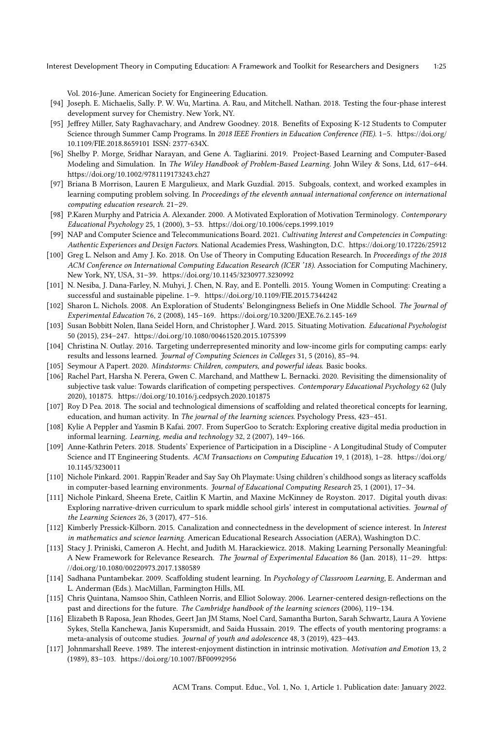Vol. 2016-June. American Society for Engineering Education.

[94] Joseph. E. Michaelis, Sally. P. W. Wu, Martina. A. Rau, and Mitchell. Nathan. 2018. Testing the four-phase interest development survey for Chemistry. New York, NY.

[95] Jeffrey Miller, Saty Raghavachary, and Andrew Goodney. 2018. Benefits of Exposing K-12 Students to Computer Science through Summer Camp Programs. In *2018 IEEE Frontiers in Education Conference (FIE)*. 1–5. https://doi.org/10.1109/FIE.2018.8659101 ISSN: 2377-634X.

[96] Shelby P. Morge, Sridhar Narayan, and Gene A. Tagliarini. 2019. Project-Based Learning and Computer-Based Modeling and Simulation. In *The Wiley Handbook of Problem-Based Learning*. John Wiley & Sons, Ltd, 617–644. https://doi.org/10.1002/9781119173243.ch27

[97] Briana B Morrison, Lauren E Margulieux, and Mark Guzdial. 2015. Subgoals, context, and worked examples in learning computing problem solving. In *Proceedings of the eleventh annual international conference on international computing education research*. 21–29.

[98] P.Karen Murphy and Patricia A. Alexander. 2000. A Motivated Exploration of Motivation Terminology. *Contemporary Educational Psychology* 25, 1 (2000), 3–53. https://doi.org/10.1006/ceps.1999.1019

[99] NAP and Computer Science and Telecommunications Board. 2021. *Cultivating Interest and Competencies in Computing: Authentic Experiences and Design Factors.* National Academies Press, Washington, D.C. https://doi.org/10.17226/25912

[100] Greg L. Nelson and Amy J. Ko. 2018. On Use of Theory in Computing Education Research. In *Proceedings of the 2018 ACM Conference on International Computing Education Research (ICER '18)*. Association for Computing Machinery, New York, NY, USA, 31–39. https://doi.org/10.1145/3230977.3230992

[101] N. Nesiba, J. Dana-Farley, N. Muhyi, J. Chen, N. Ray, and E. Pontelli. 2015. Young Women in Computing: Creating a successful and sustainable pipeline. 1–9. https://doi.org/10.1109/FIE.2015.7344242

[102] Sharon L. Nichols. 2008. An Exploration of Students' Belongingness Beliefs in One Middle School. *The Journal of Experimental Education* 76, 2 (2008), 145–169. https://doi.org/10.3200/JEXE.76.2.145-169

[103] Susan Bobbitt Nolen, Ilana Seidel Horn, and Christopher J. Ward. 2015. Situating Motivation. *Educational Psychologist* 50 (2015), 234–247. https://doi.org/10.1080/00461520.2015.1075399

[104] Christina N. Outlay. 2016. Targeting underrepresented minority and low-income girls for computing camps: early results and lessons learned. *Journal of Computing Sciences in Colleges* 31, 5 (2016), 85–94.

[105] Seymour A Papert. 2020. *Mindstorms: Children, computers, and powerful ideas.* Basic books.

[106] Rachel Part, Harsha N. Perera, Gwen C. Marchand, and Matthew L. Bernacki. 2020. Revisiting the dimensionality of subjective task value: Towards clarification of competing perspectives. *Contemporary Educational Psychology* 62 (July 2020), 101875. https://doi.org/10.1016/j.cedpsych.2020.101875

[107] Roy D Pea. 2018. The social and technological dimensions of scaffolding and related theoretical concepts for learning, education, and human activity. In *The journal of the learning sciences.* Psychology Press, 423–451.

[108] Kylie A Peppler and Yasmin B Kafai. 2007. From SuperGoo to Scratch: Exploring creative digital media production in informal learning. *Learning, media and technology* 32, 2 (2007), 149–166.

[109] Anne-Kathrin Peters. 2018. Students' Experience of Participation in a Discipline - A Longitudinal Study of Computer Science and IT Engineering Students. *ACM Transactions on Computing Education* 19, 1 (2018), 1–28. https://doi.org/10.1145/3230011

[110] Nichole Pinkard. 2001. Rappin'Reader and Say Say Oh Playmate: Using children's childhood songs as literacy scaffolds in computer-based learning environments. *Journal of Educational Computing Research* 25, 1 (2001), 17–34.

[111] Nichole Pinkard, Sheena Erete, Caitlin K Martin, and Maxine McKinney de Royston. 2017. Digital youth divas: Exploring narrative-driven curriculum to spark middle school girls' interest in computational activities. *Journal of the Learning Sciences* 26, 3 (2017), 477–516.

[112] Kimberly Pressick-Kilborn. 2015. Canalization and connectedness in the development of science interest. In *Interest in mathematics and science learning*. American Educational Research Association (AERA), Washington D.C.

[113] Stacy J. Priniski, Cameron A. Hecht, and Judith M. Harackiewicz. 2018. Making Learning Personally Meaningful: A New Framework for Relevance Research. *The Journal of Experimental Education* 86 (Jan. 2018), 11–29. https://doi.org/10.1080/00220973.2017.1380589

[114] Sadhana Puntambekar. 2009. Scaffolding student learning. In *Psychology of Classroom Learning*, E. Anderman and L. Anderman (Eds.). MacMillan, Farmington Hills, MI.

[115] Chris Quintana, Namsoo Shin, Cathleen Norris, and Elliot Soloway. 2006. Learner-centered design-reflections on the past and directions for the future. *The Cambridge handbook of the learning sciences* (2006), 119–134.

[116] Elizabeth B Raposa, Jean Rhodes, Geert Jan JM Stams, Noel Card, Samantha Burton, Sarah Schwartz, Laura A Yoviene Sykes, Stella Kanchewa, Janis Kupersmidt, and Saida Hussain. 2019. The effects of youth mentoring programs: a meta-analysis of outcome studies. *Journal of youth and adolescence* 48, 3 (2019), 423–443.

[117] Johnmarshall Reeve. 1989. The interest-enjoyment distinction in intrinsic motivation. *Motivation and Emotion* 13, 2 (1989), 83–103. https://doi.org/10.1007/BF00992956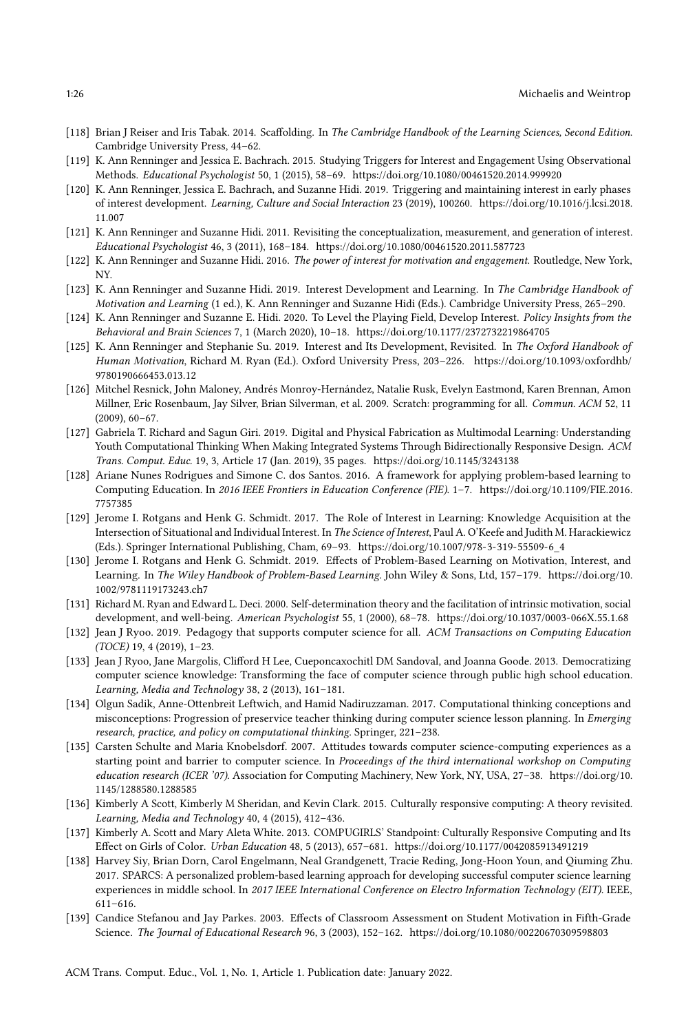[118] Brian J Reiser and Iris Tabak. 2014. Scaffolding. In *The Cambridge Handbook of the Learning Sciences, Second Edition*. Cambridge University Press, 44–62.

[119] K. Ann Renninger and Jessica E. Bachrach. 2015. Studying Triggers for Interest and Engagement Using Observational Methods. *Educational Psychologist* 50, 1 (2015), 58–69. https://doi.org/10.1080/00461520.2014.999920

[120] K. Ann Renninger, Jessica E. Bachrach, and Suzanne Hidi. 2019. Triggering and maintaining interest in early phases of interest development. *Learning, Culture and Social Interaction* 23 (2019), 100260. https://doi.org/10.1016/j.lcsi.2018.11.007

[121] K. Ann Renninger and Suzanne Hidi. 2011. Revisiting the conceptualization, measurement, and generation of interest. *Educational Psychologist* 46, 3 (2011), 168–184. https://doi.org/10.1080/00461520.2011.587723

[122] K. Ann Renninger and Suzanne Hidi. 2016. *The power of interest for motivation and engagement.* Routledge, New York, NY.

[123] K. Ann Renninger and Suzanne Hidi. 2019. Interest Development and Learning. In *The Cambridge Handbook of Motivation and Learning* (1 ed.), K. Ann Renninger and Suzanne Hidi (Eds.). Cambridge University Press, 265–290.

[124] K. Ann Renninger and Suzanne E. Hidi. 2020. To Level the Playing Field, Develop Interest. *Policy Insights from the Behavioral and Brain Sciences* 7, 1 (March 2020), 10–18. https://doi.org/10.1177/2372732219864705

[125] K. Ann Renninger and Stephanie Su. 2019. Interest and Its Development, Revisited. In *The Oxford Handbook of Human Motivation*, Richard M. Ryan (Ed.). Oxford University Press, 203–226. https://doi.org/10.1093/oxfordhb/9780190666453.013.12

[126] Mitchel Resnick, John Maloney, Andrés Monroy-Hernández, Natalie Rusk, Evelyn Eastmond, Karen Brennan, Amon Millner, Eric Rosenbaum, Jay Silver, Brian Silverman, et al. 2009. Scratch: programming for all. *Commun. ACM* 52, 11 (2009), 60–67.

[127] Gabriela T. Richard and Sagun Giri. 2019. Digital and Physical Fabrication as Multimodal Learning: Understanding Youth Computational Thinking When Making Integrated Systems Through Bidirectionally Responsive Design. *ACM Trans. Comput. Educ.* 19, 3, Article 17 (Jan. 2019), 35 pages. https://doi.org/10.1145/3243138

[128] Ariane Nunes Rodrigues and Simone C. dos Santos. 2016. A framework for applying problem-based learning to Computing Education. In *2016 IEEE Frontiers in Education Conference (FIE)*. 1–7. https://doi.org/10.1109/FIE.2016.7757385

[129] Jerome I. Rotgans and Henk G. Schmidt. 2017. The Role of Interest in Learning: Knowledge Acquisition at the Intersection of Situational and Individual Interest. In *The Science of Interest*, Paul A. O'Keefe and Judith M. Harackiewicz (Eds.). Springer International Publishing, Cham, 69–93. https://doi.org/10.1007/978-3-319-55509-6_4

[130] Jerome I. Rotgans and Henk G. Schmidt. 2019. Effects of Problem-Based Learning on Motivation, Interest, and Learning. In *The Wiley Handbook of Problem-Based Learning*. John Wiley & Sons, Ltd, 157–179. https://doi.org/10.1002/9781119173243.ch7

[131] Richard M. Ryan and Edward L. Deci. 2000. Self-determination theory and the facilitation of intrinsic motivation, social development, and well-being. *American Psychologist* 55, 1 (2000), 68–78. https://doi.org/10.1037/0003-066X.55.1.68

[132] Jean J Ryoo. 2019. Pedagogy that supports computer science for all. *ACM Transactions on Computing Education (TOCE)* 19, 4 (2019), 1–23.

[133] Jean J Ryoo, Jane Margolis, Clifford H Lee, Cueponcaxochitl DM Sandoval, and Joanna Goode. 2013. Democratizing computer science knowledge: Transforming the face of computer science through public high school education. *Learning, Media and Technology* 38, 2 (2013), 161–181.

[134] Olgun Sadik, Anne-Ottenbreit Leftwich, and Hamid Nadiruzzaman. 2017. Computational thinking conceptions and misconceptions: Progression of preservice teacher thinking during computer science lesson planning. In *Emerging research, practice, and policy on computational thinking*. Springer, 221–238.

[135] Carsten Schulte and Maria Knobelsdorf. 2007. Attitudes towards computer science-computing experiences as a starting point and barrier to computer science. In *Proceedings of the third international workshop on Computing education research (ICER '07)*. Association for Computing Machinery, New York, NY, USA, 27–38. https://doi.org/10.1145/1288580.1288585

[136] Kimberly A Scott, Kimberly M Sheridan, and Kevin Clark. 2015. Culturally responsive computing: A theory revisited. *Learning, Media and Technology* 40, 4 (2015), 412–436.

[137] Kimberly A. Scott and Mary Aleta White. 2013. COMPUGIRLS' Standpoint: Culturally Responsive Computing and Its Effect on Girls of Color. *Urban Education* 48, 5 (2013), 657–681. https://doi.org/10.1177/0042085913491219

[138] Harvey Siy, Brian Dorn, Carol Engelmann, Neal Grandgenett, Tracie Reding, Jong-Hoon Youn, and Qiuming Zhu. 2017. SPARCS: A personalized problem-based learning approach for developing successful computer science learning experiences in middle school. In *2017 IEEE International Conference on Electro Information Technology (EIT)*. IEEE, 611–616.

[139] Candice Stefanou and Jay Parkes. 2003. Effects of Classroom Assessment on Student Motivation in Fifth-Grade Science. *The Journal of Educational Research* 96, 3 (2003), 152–162. https://doi.org/10.1080/00220670309598803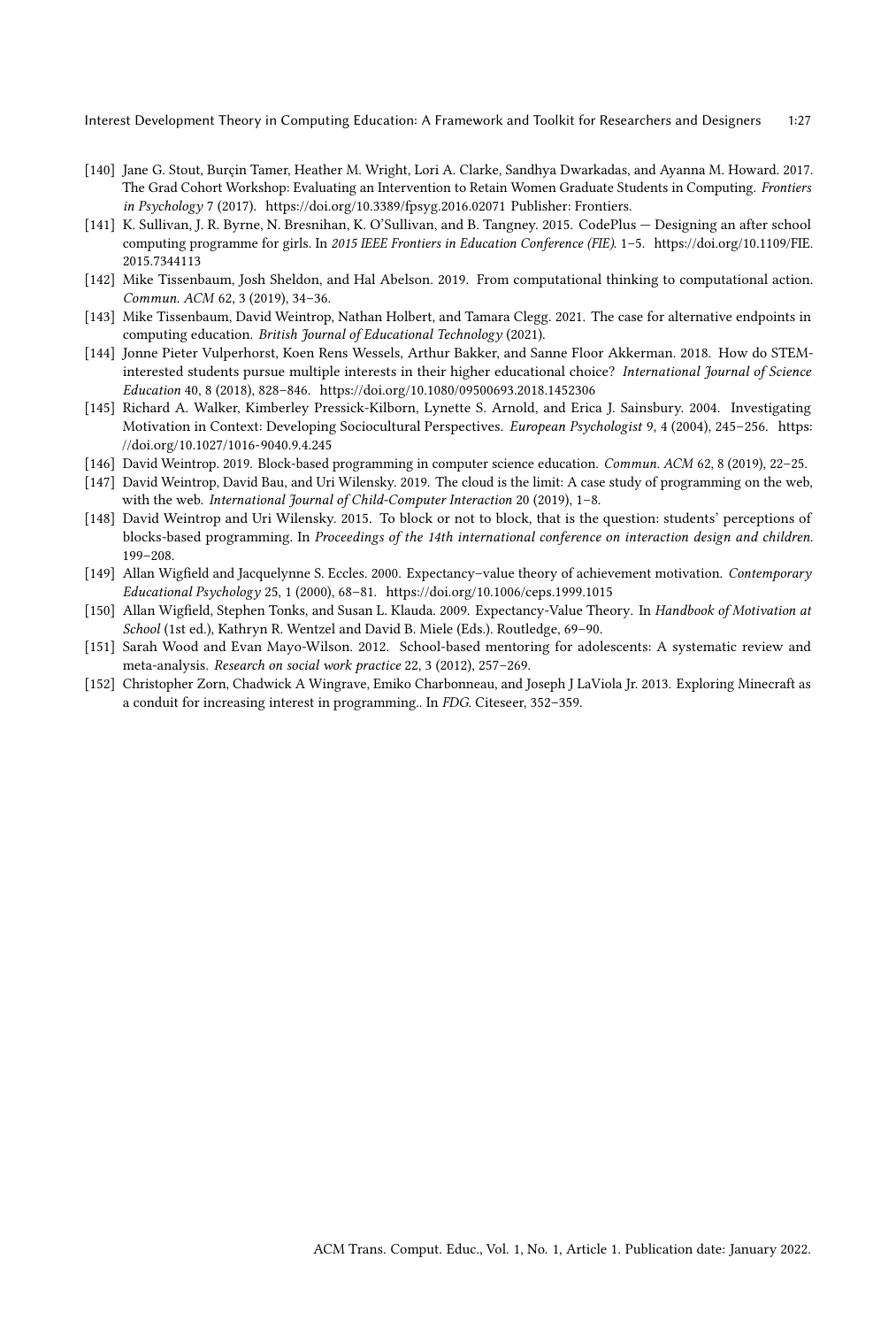- [140] Jane G. Stout, Burçin Tamer, Heather M. Wright, Lori A. Clarke, Sandhya Dwarkadas, and Ayanna M. Howard. 2017. The Grad Cohort Workshop: Evaluating an Intervention to Retain Women Graduate Students in Computing. *Frontiers in Psychology* 7 (2017). https://doi.org/10.3389/fpsyg.2016.02071 Publisher: Frontiers.
- [141] K. Sullivan, J. R. Byrne, N. Bresnihan, K. O'Sullivan, and B. Tangney. 2015. CodePlus — Designing an after school computing programme for girls. In *2015 IEEE Frontiers in Education Conference (FIE)*. 1–5. https://doi.org/10.1109/FIE.2015.7344113
- [142] Mike Tissenbaum, Josh Sheldon, and Hal Abelson. 2019. From computational thinking to computational action. *Commun. ACM* 62, 3 (2019), 34–36.
- [143] Mike Tissenbaum, David Weintrop, Nathan Holbert, and Tamara Clegg. 2021. The case for alternative endpoints in computing education. *British Journal of Educational Technology* (2021).
- [144] Jonne Pieter Vulperhorst, Koen Rens Wessels, Arthur Bakker, and Sanne Floor Akkerman. 2018. How do STEM-interested students pursue multiple interests in their higher educational choice? *International Journal of Science Education* 40, 8 (2018), 828–846. https://doi.org/10.1080/09500693.2018.1452306
- [145] Richard A. Walker, Kimberley Pressick-Kilborn, Lynette S. Arnold, and Erica J. Sainsbury. 2004. Investigating Motivation in Context: Developing Sociocultural Perspectives. *European Psychologist* 9, 4 (2004), 245–256. https://doi.org/10.1027/1016-9040.9.4.245
- [146] David Weintrop. 2019. Block-based programming in computer science education. *Commun. ACM* 62, 8 (2019), 22–25.
- [147] David Weintrop, David Bau, and Uri Wilensky. 2019. The cloud is the limit: A case study of programming on the web, with the web. *International Journal of Child-Computer Interaction* 20 (2019), 1–8.
- [148] David Weintrop and Uri Wilensky. 2015. To block or not to block, that is the question: students' perceptions of blocks-based programming. In *Proceedings of the 14th international conference on interaction design and children*. 199–208.
- [149] Allan Wigfield and Jacquelynne S. Eccles. 2000. Expectancy–value theory of achievement motivation. *Contemporary Educational Psychology* 25, 1 (2000), 68–81. https://doi.org/10.1006/ceps.1999.1015
- [150] Allan Wigfield, Stephen Tonks, and Susan L. Klauda. 2009. Expectancy-Value Theory. In *Handbook of Motivation at School* (1st ed.), Kathryn R. Wentzel and David B. Miele (Eds.). Routledge, 69–90.
- [151] Sarah Wood and Evan Mayo-Wilson. 2012. School-based mentoring for adolescents: A systematic review and meta-analysis. *Research on social work practice* 22, 3 (2012), 257–269.
- [152] Christopher Zorn, Chadwick A Wingrave, Emiko Charbonneau, and Joseph J LaViola Jr. 2013. Exploring Minecraft as a conduit for increasing interest in programming.. In *FDG*. Citeseer, 352–359.